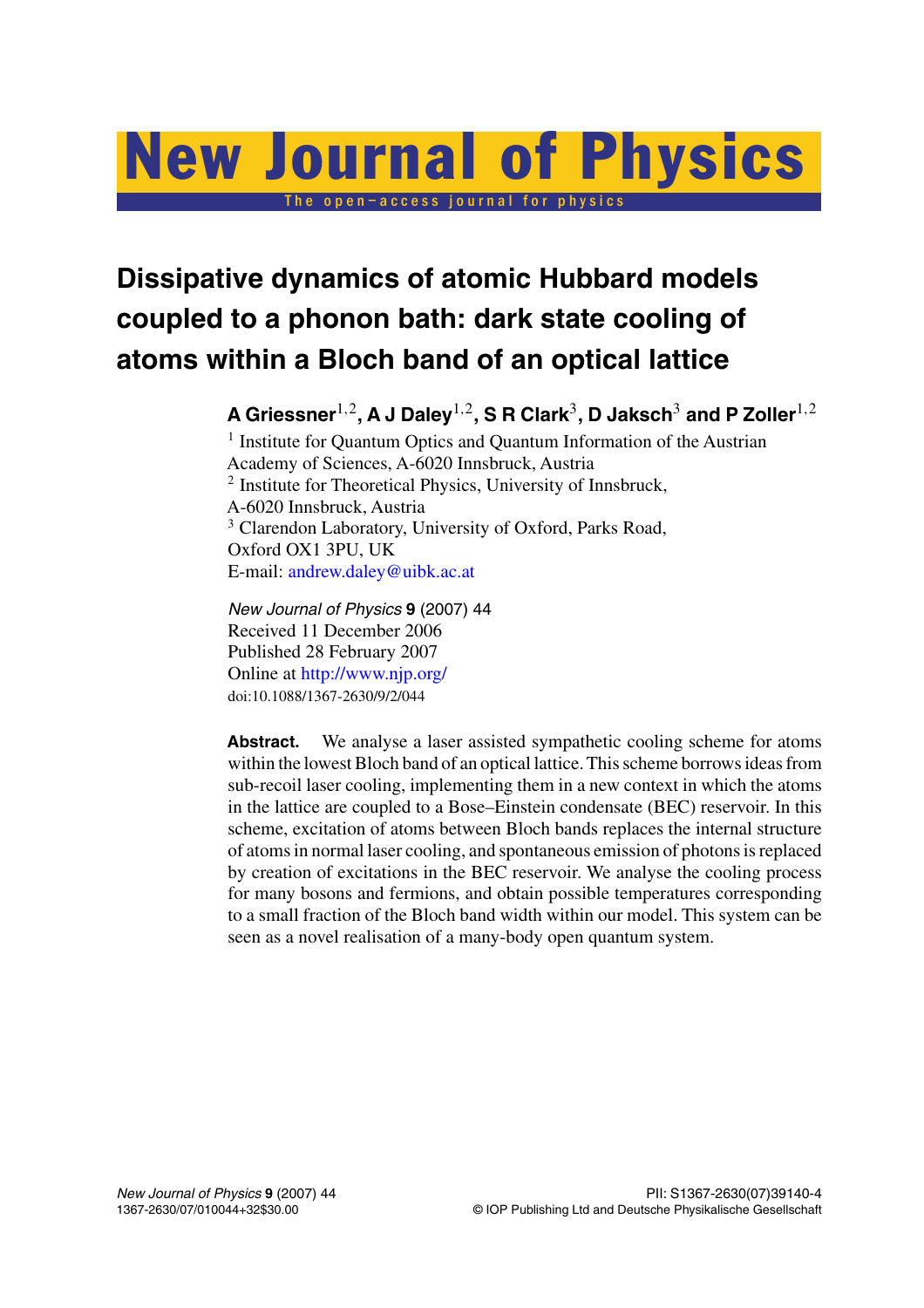# New Journal of Physics

The open–access journal for physics

# Dissipative dynamics of atomic Hubbard models coupled to a phonon bath: dark state cooling of atoms within a Bloch band of an optical lattice

**A Griessner[1,2], A J Daley[1,2], S R Clark[3], D Jaksch[3] and P Zoller[1,2]**

[1] Institute for Quantum Optics and Quantum Information of the Austrian Academy of Sciences, A-6020 Innsbruck, Austria

[2] Institute for Theoretical Physics, University of Innsbruck, A-6020 Innsbruck, Austria

[3] Clarendon Laboratory, University of Oxford, Parks Road, Oxford OX1 3PU, UK

E-mail: andrew.daley@uibk.ac.at

*New Journal of Physics* **9** (2007) 44
Received 11 December 2006
Published 28 February 2007
Online at http://www.njp.org/
doi:10.1088/1367-2630/9/2/044

**Abstract.** We analyse a laser assisted sympathetic cooling scheme for atoms within the lowest Bloch band of an optical lattice. This scheme borrows ideas from sub-recoil laser cooling, implementing them in a new context in which the atoms in the lattice are coupled to a Bose–Einstein condensate (BEC) reservoir. In this scheme, excitation of atoms between Bloch bands replaces the internal structure of atoms in normal laser cooling, and spontaneous emission of photons is replaced by creation of excitations in the BEC reservoir. We analyse the cooling process for many bosons and fermions, and obtain possible temperatures corresponding to a small fraction of the Bloch band width within our model. This system can be seen as a novel realisation of a many-body open quantum system.

PII: S1367-2630(07)39140-4
1367-2630/07/010044+32$30.00
© IOP Publishing Ltd and Deutsche Physikalische Gesellschaft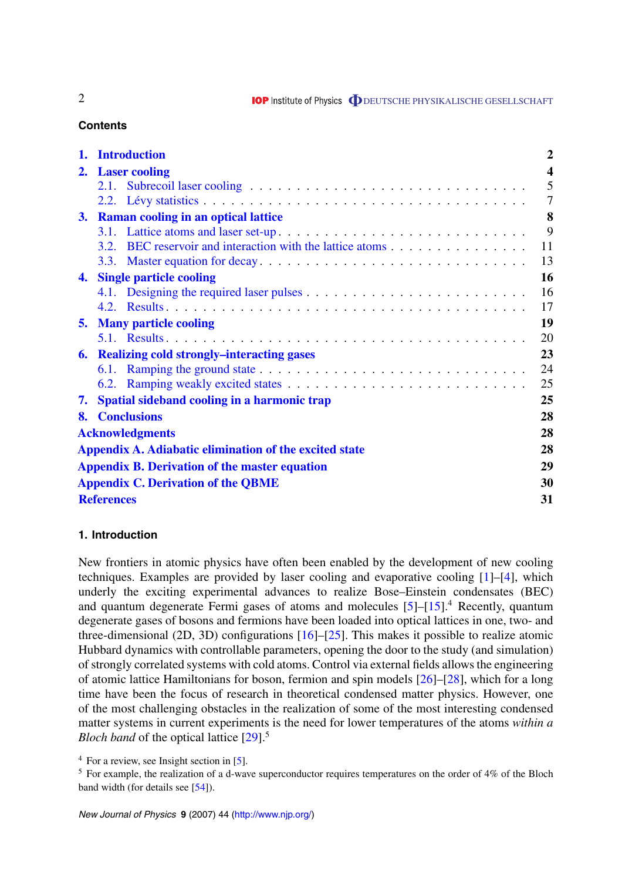## Contents

1. Introduction — 2
2. Laser cooling — 4
   - 2.1. Subrecoil laser cooling — 5
   - 2.2. Lévy statistics — 7
3. Raman cooling in an optical lattice — 8
   - 3.1. Lattice atoms and laser set-up — 9
   - 3.2. BEC reservoir and interaction with the lattice atoms — 11
   - 3.3. Master equation for decay — 13
4. Single particle cooling — 16
   - 4.1. Designing the required laser pulses — 16
   - 4.2. Results — 17
5. Many particle cooling — 19
   - 5.1. Results — 20
6. Realizing cold strongly–interacting gases — 23
   - 6.1. Ramping the ground state — 24
   - 6.2. Ramping weakly excited states — 25
7. Spatial sideband cooling in a harmonic trap — 25
8. Conclusions — 28

Acknowledgments — 28

Appendix A. Adiabatic elimination of the excited state — 28

Appendix B. Derivation of the master equation — 29

Appendix C. Derivation of the QBME — 30

References — 31

## 1. Introduction

New frontiers in atomic physics have often been enabled by the development of new cooling techniques. Examples are provided by laser cooling and evaporative cooling [1]–[4], which underly the exciting experimental advances to realize Bose–Einstein condensates (BEC) and quantum degenerate Fermi gases of atoms and molecules [5]–[15].[4] Recently, quantum degenerate gases of bosons and fermions have been loaded into optical lattices in one, two- and three-dimensional (2D, 3D) configurations [16]–[25]. This makes it possible to realize atomic Hubbard dynamics with controllable parameters, opening the door to the study (and simulation) of strongly correlated systems with cold atoms. Control via external fields allows the engineering of atomic lattice Hamiltonians for boson, fermion and spin models [26]–[28], which for a long time have been the focus of research in theoretical condensed matter physics. However, one of the most challenging obstacles in the realization of some of the most interesting condensed matter systems in current experiments is the need for lower temperatures of the atoms *within a Bloch band* of the optical lattice [29].[5]

[4] For a review, see Insight section in [5].

[5] For example, the realization of a d-wave superconductor requires temperatures on the order of 4% of the Bloch band width (for details see [54]).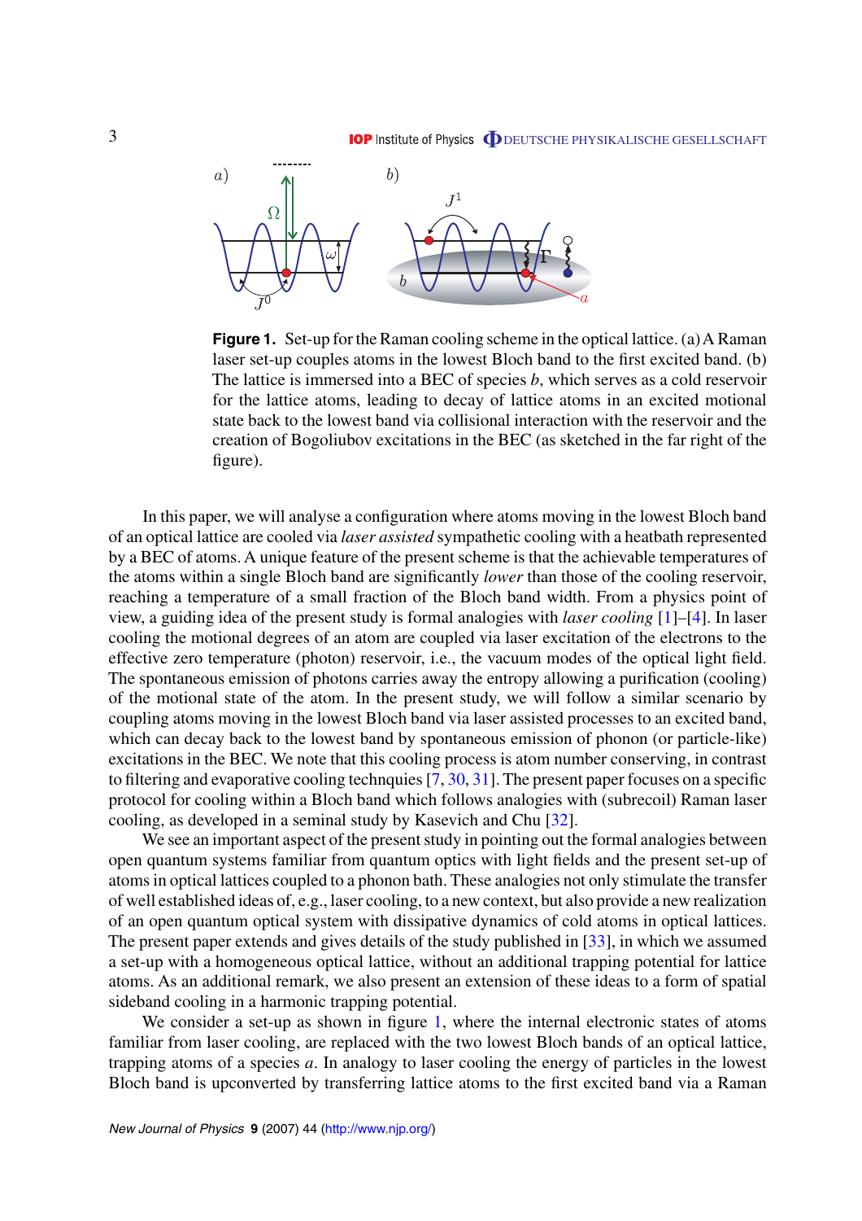**Figure 1.** Set-up for the Raman cooling scheme in the optical lattice. (a) A Raman laser set-up couples atoms in the lowest Bloch band to the first excited band. (b) The lattice is immersed into a BEC of species $b$, which serves as a cold reservoir for the lattice atoms, leading to decay of lattice atoms in an excited motional state back to the lowest band via collisional interaction with the reservoir and the creation of Bogoliubov excitations in the BEC (as sketched in the far right of the figure).

In this paper, we will analyse a configuration where atoms moving in the lowest Bloch band of an optical lattice are cooled via *laser assisted* sympathetic cooling with a heatbath represented by a BEC of atoms. A unique feature of the present scheme is that the achievable temperatures of the atoms within a single Bloch band are significantly *lower* than those of the cooling reservoir, reaching a temperature of a small fraction of the Bloch band width. From a physics point of view, a guiding idea of the present study is formal analogies with *laser cooling* [1]–[4]. In laser cooling the motional degrees of an atom are coupled via laser excitation of the electrons to the effective zero temperature (photon) reservoir, i.e., the vacuum modes of the optical light field. The spontaneous emission of photons carries away the entropy allowing a purification (cooling) of the motional state of the atom. In the present study, we will follow a similar scenario by coupling atoms moving in the lowest Bloch band via laser assisted processes to an excited band, which can decay back to the lowest band by spontaneous emission of phonon (or particle-like) excitations in the BEC. We note that this cooling process is atom number conserving, in contrast to filtering and evaporative cooling technques [7, 30, 31]. The present paper focuses on a specific protocol for cooling within a Bloch band which follows analogies with (subrecoil) Raman laser cooling, as developed in a seminal study by Kasevich and Chu [32].

We see an important aspect of the present study in pointing out the formal analogies between open quantum systems familiar from quantum optics with light fields and the present set-up of atoms in optical lattices coupled to a phonon bath. These analogies not only stimulate the transfer of well established ideas of, e.g., laser cooling, to a new context, but also provide a new realization of an open quantum optical system with dissipative dynamics of cold atoms in optical lattices. The present paper extends and gives details of the study published in [33], in which we assumed a set-up with a homogeneous optical lattice, without an additional trapping potential for lattice atoms. As an additional remark, we also present an extension of these ideas to a form of spatial sideband cooling in a harmonic trapping potential.

We consider a set-up as shown in figure 1, where the internal electronic states of atoms familiar from laser cooling, are replaced with the two lowest Bloch bands of an optical lattice, trapping atoms of a species $a$. In analogy to laser cooling the energy of particles in the lowest Bloch band is upconverted by transferring lattice atoms to the first excited band via a Raman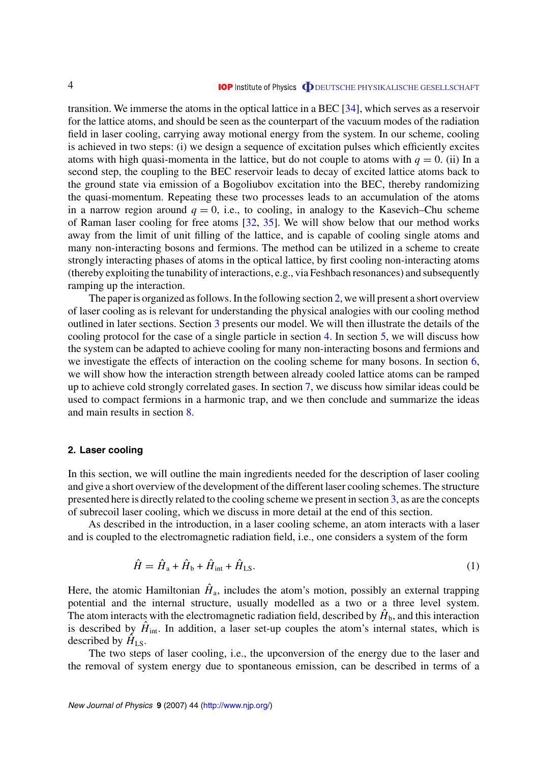transition. We immerse the atoms in the optical lattice in a BEC [34], which serves as a reservoir for the lattice atoms, and should be seen as the counterpart of the vacuum modes of the radiation field in laser cooling, carrying away motional energy from the system. In our scheme, cooling is achieved in two steps: (i) we design a sequence of excitation pulses which efficiently excites atoms with high quasi-momenta in the lattice, but do not couple to atoms with $q = 0$. (ii) In a second step, the coupling to the BEC reservoir leads to decay of excited lattice atoms back to the ground state via emission of a Bogoliubov excitation into the BEC, thereby randomizing the quasi-momentum. Repeating these two processes leads to an accumulation of the atoms in a narrow region around $q = 0$, i.e., to cooling, in analogy to the Kasevich–Chu scheme of Raman laser cooling for free atoms [32, 35]. We will show below that our method works away from the limit of unit filling of the lattice, and is capable of cooling single atoms and many non-interacting bosons and fermions. The method can be utilized in a scheme to create strongly interacting phases of atoms in the optical lattice, by first cooling non-interacting atoms (thereby exploiting the tunability of interactions, e.g., via Feshbach resonances) and subsequently ramping up the interaction.

The paper is organized as follows. In the following section 2, we will present a short overview of laser cooling as is relevant for understanding the physical analogies with our cooling method outlined in later sections. Section 3 presents our model. We will then illustrate the details of the cooling protocol for the case of a single particle in section 4. In section 5, we will discuss how the system can be adapted to achieve cooling for many non-interacting bosons and fermions and we investigate the effects of interaction on the cooling scheme for many bosons. In section 6, we will show how the interaction strength between already cooled lattice atoms can be ramped up to achieve cold strongly correlated gases. In section 7, we discuss how similar ideas could be used to compact fermions in a harmonic trap, and we then conclude and summarize the ideas and main results in section 8.

## 2. Laser cooling

In this section, we will outline the main ingredients needed for the description of laser cooling and give a short overview of the development of the different laser cooling schemes. The structure presented here is directly related to the cooling scheme we present in section 3, as are the concepts of subrecoil laser cooling, which we discuss in more detail at the end of this section.

As described in the introduction, in a laser cooling scheme, an atom interacts with a laser and is coupled to the electromagnetic radiation field, i.e., one considers a system of the form

$$\hat{H} = \hat{H}_{\mathrm{a}} + \hat{H}_{\mathrm{b}} + \hat{H}_{\mathrm{int}} + \hat{H}_{\mathrm{LS}}. \tag{1}$$

Here, the atomic Hamiltonian $\hat{H}_{\mathrm{a}}$, includes the atom's motion, possibly an external trapping potential and the internal structure, usually modelled as a two or a three level system. The atom interacts with the electromagnetic radiation field, described by $\hat{H}_{\mathrm{b}}$, and this interaction is described by $\hat{H}_{\mathrm{int}}$. In addition, a laser set-up couples the atom's internal states, which is described by $\hat{H}_{\mathrm{LS}}$.

The two steps of laser cooling, i.e., the upconversion of the energy due to the laser and the removal of system energy due to spontaneous emission, can be described in terms of a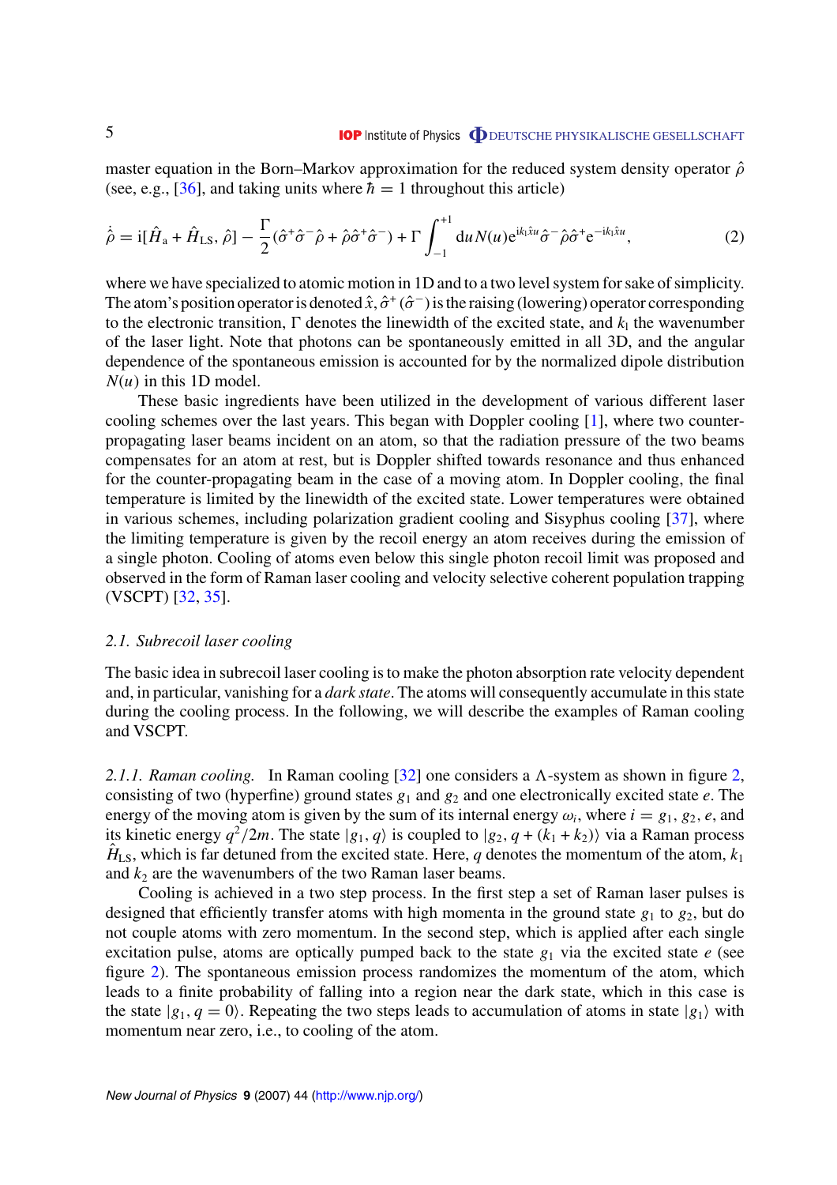master equation in the Born–Markov approximation for the reduced system density operator $\hat{\rho}$ (see, e.g., [36], and taking units where $\hbar = 1$ throughout this article)

$$\dot{\hat{\rho}} = \mathrm{i}[\hat{H}_{\mathrm{a}} + \hat{H}_{\mathrm{LS}}, \hat{\rho}] - \frac{\Gamma}{2}(\hat{\sigma}^{+}\hat{\sigma}^{-}\hat{\rho} + \hat{\rho}\hat{\sigma}^{+}\hat{\sigma}^{-}) + \Gamma \int_{-1}^{+1} \mathrm{d}u\, N(u) \mathrm{e}^{\mathrm{i}k_{\mathrm{l}}\hat{x}u} \hat{\sigma}^{-}\hat{\rho}\hat{\sigma}^{+} \mathrm{e}^{-\mathrm{i}k_{\mathrm{l}}\hat{x}u}, \tag{2}$$

where we have specialized to atomic motion in 1D and to a two level system for sake of simplicity. The atom's position operator is denoted $\hat{x}$, $\hat{\sigma}^{+}$ ($\hat{\sigma}^{-}$) is the raising (lowering) operator corresponding to the electronic transition, $\Gamma$ denotes the linewidth of the excited state, and $k_{\mathrm{l}}$ the wavenumber of the laser light. Note that photons can be spontaneously emitted in all 3D, and the angular dependence of the spontaneous emission is accounted for by the normalized dipole distribution $N(u)$ in this 1D model.

These basic ingredients have been utilized in the development of various different laser cooling schemes over the last years. This began with Doppler cooling [1], where two counter-propagating laser beams incident on an atom, so that the radiation pressure of the two beams compensates for an atom at rest, but is Doppler shifted towards resonance and thus enhanced for the counter-propagating beam in the case of a moving atom. In Doppler cooling, the final temperature is limited by the linewidth of the excited state. Lower temperatures were obtained in various schemes, including polarization gradient cooling and Sisyphus cooling [37], where the limiting temperature is given by the recoil energy an atom receives during the emission of a single photon. Cooling of atoms even below this single photon recoil limit was proposed and observed in the form of Raman laser cooling and velocity selective coherent population trapping (VSCPT) [32, 35].

### 2.1. Subrecoil laser cooling

The basic idea in subrecoil laser cooling is to make the photon absorption rate velocity dependent and, in particular, vanishing for a *dark state*. The atoms will consequently accumulate in this state during the cooling process. In the following, we will describe the examples of Raman cooling and VSCPT.

*2.1.1. Raman cooling.* In Raman cooling [32] one considers a $\Lambda$-system as shown in figure 2, consisting of two (hyperfine) ground states $g_1$ and $g_2$ and one electronically excited state $e$. The energy of the moving atom is given by the sum of its internal energy $\omega_i$, where $i = g_1, g_2, e$, and its kinetic energy $q^2/2m$. The state $|g_1, q\rangle$ is coupled to $|g_2, q + (k_1 + k_2)\rangle$ via a Raman process $\hat{H}_{\mathrm{LS}}$, which is far detuned from the excited state. Here, $q$ denotes the momentum of the atom, $k_1$ and $k_2$ are the wavenumbers of the two Raman laser beams.

Cooling is achieved in a two step process. In the first step a set of Raman laser pulses is designed that efficiently transfer atoms with high momenta in the ground state $g_1$ to $g_2$, but do not couple atoms with zero momentum. In the second step, which is applied after each single excitation pulse, atoms are optically pumped back to the state $g_1$ via the excited state $e$ (see figure 2). The spontaneous emission process randomizes the momentum of the atom, which leads to a finite probability of falling into a region near the dark state, which in this case is the state $|g_1, q = 0\rangle$. Repeating the two steps leads to accumulation of atoms in state $|g_1\rangle$ with momentum near zero, i.e., to cooling of the atom.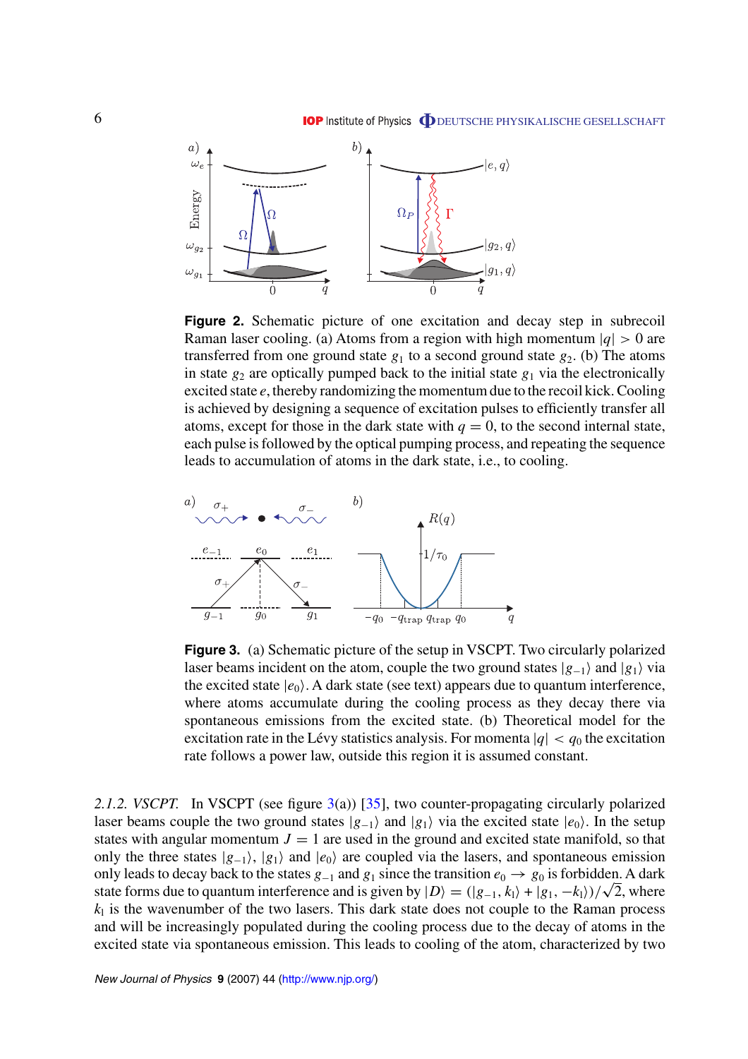**Figure 2.** Schematic picture of one excitation and decay step in subrecoil Raman laser cooling. (a) Atoms from a region with high momentum $|q| > 0$ are transferred from one ground state $g_1$ to a second ground state $g_2$. (b) The atoms in state $g_2$ are optically pumped back to the initial state $g_1$ via the electronically excited state $e$, thereby randomizing the momentum due to the recoil kick. Cooling is achieved by designing a sequence of excitation pulses to efficiently transfer all atoms, except for those in the dark state with $q = 0$, to the second internal state, each pulse is followed by the optical pumping process, and repeating the sequence leads to accumulation of atoms in the dark state, i.e., to cooling.

**Figure 3.** (a) Schematic picture of the setup in VSCPT. Two circularly polarized laser beams incident on the atom, couple the two ground states $|g_{-1}\rangle$ and $|g_1\rangle$ via the excited state $|e_0\rangle$. A dark state (see text) appears due to quantum interference, where atoms accumulate during the cooling process as they decay there via spontaneous emissions from the excited state. (b) Theoretical model for the excitation rate in the Lévy statistics analysis. For momenta $|q| < q_0$ the excitation rate follows a power law, outside this region it is assumed constant.

*2.1.2. VSCPT.* In VSCPT (see figure 3(a)) [35], two counter-propagating circularly polarized laser beams couple the two ground states $|g_{-1}\rangle$ and $|g_1\rangle$ via the excited state $|e_0\rangle$. In the setup states with angular momentum $J = 1$ are used in the ground and excited state manifold, so that only the three states $|g_{-1}\rangle$, $|g_1\rangle$ and $|e_0\rangle$ are coupled via the lasers, and spontaneous emission only leads to decay back to the states $g_{-1}$ and $g_1$ since the transition $e_0 \rightarrow g_0$ is forbidden. A dark state forms due to quantum interference and is given by $|D\rangle = (|g_{-1}, k_l\rangle + |g_1, -k_l\rangle)/\sqrt{2}$, where $k_l$ is the wavenumber of the two lasers. This dark state does not couple to the Raman process and will be increasingly populated during the cooling process due to the decay of atoms in the excited state via spontaneous emission. This leads to cooling of the atom, characterized by two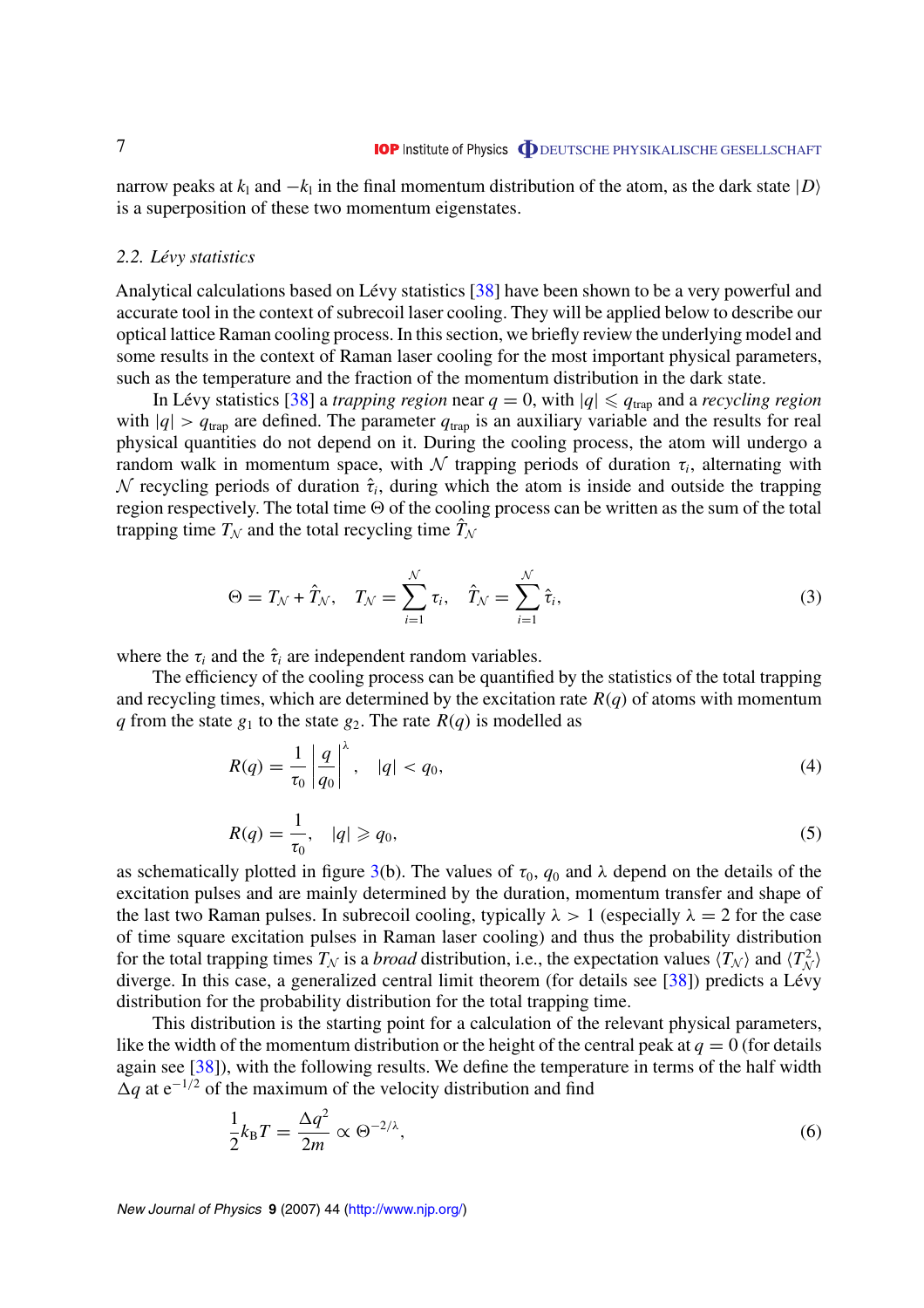narrow peaks at $k_1$ and $-k_1$ in the final momentum distribution of the atom, as the dark state $|D\rangle$ is a superposition of these two momentum eigenstates.

### 2.2. Lévy statistics

Analytical calculations based on Lévy statistics [38] have been shown to be a very powerful and accurate tool in the context of subrecoil laser cooling. They will be applied below to describe our optical lattice Raman cooling process. In this section, we briefly review the underlying model and some results in the context of Raman laser cooling for the most important physical parameters, such as the temperature and the fraction of the momentum distribution in the dark state.

In Lévy statistics [38] a *trapping region* near $q = 0$, with $|q| \leqslant q_{\mathrm{trap}}$ and a *recycling region* with $|q| > q_{\mathrm{trap}}$ are defined. The parameter $q_{\mathrm{trap}}$ is an auxiliary variable and the results for real physical quantities do not depend on it. During the cooling process, the atom will undergo a random walk in momentum space, with $\mathcal{N}$ trapping periods of duration $\tau_i$, alternating with $\mathcal{N}$ recycling periods of duration $\hat{\tau}_i$, during which the atom is inside and outside the trapping region respectively. The total time $\Theta$ of the cooling process can be written as the sum of the total trapping time $T_{\mathcal{N}}$ and the total recycling time $\hat{T}_{\mathcal{N}}$

$$\Theta = T_{\mathcal{N}} + \hat{T}_{\mathcal{N}}, \quad T_{\mathcal{N}} = \sum_{i=1}^{\mathcal{N}} \tau_i, \quad \hat{T}_{\mathcal{N}} = \sum_{i=1}^{\mathcal{N}} \hat{\tau}_i, \tag{3}$$

where the $\tau_i$ and the $\hat{\tau}_i$ are independent random variables.

The efficiency of the cooling process can be quantified by the statistics of the total trapping and recycling times, which are determined by the excitation rate $R(q)$ of atoms with momentum $q$ from the state $g_1$ to the state $g_2$. The rate $R(q)$ is modelled as

$$R(q) = \frac{1}{\tau_0}\left|\frac{q}{q_0}\right|^{\lambda}, \quad |q| < q_0, \tag{4}$$

$$R(q) = \frac{1}{\tau_0}, \quad |q| \geqslant q_0, \tag{5}$$

as schematically plotted in figure 3(b). The values of $\tau_0$, $q_0$ and $\lambda$ depend on the details of the excitation pulses and are mainly determined by the duration, momentum transfer and shape of the last two Raman pulses. In subrecoil cooling, typically $\lambda > 1$ (especially $\lambda = 2$ for the case of time square excitation pulses in Raman laser cooling) and thus the probability distribution for the total trapping times $T_{\mathcal{N}}$ is a *broad* distribution, i.e., the expectation values $\langle T_{\mathcal{N}}\rangle$ and $\langle T_{\mathcal{N}}^2\rangle$ diverge. In this case, a generalized central limit theorem (for details see [38]) predicts a Lévy distribution for the probability distribution for the total trapping time.

This distribution is the starting point for a calculation of the relevant physical parameters, like the width of the momentum distribution or the height of the central peak at $q = 0$ (for details again see [38]), with the following results. We define the temperature in terms of the half width $\Delta q$ at $e^{-1/2}$ of the maximum of the velocity distribution and find

$$\frac{1}{2}k_{\mathrm{B}}T = \frac{\Delta q^2}{2m} \propto \Theta^{-2/\lambda}, \tag{6}$$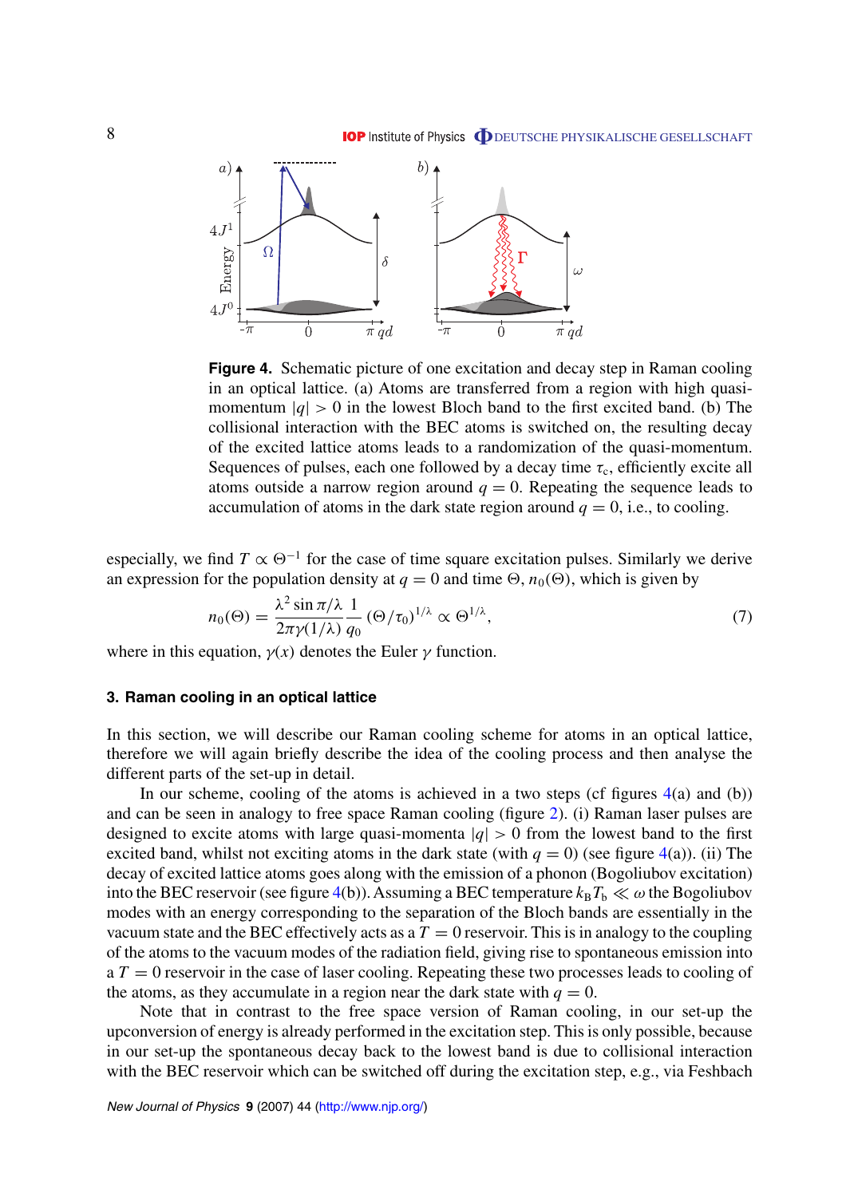**Figure 4.** Schematic picture of one excitation and decay step in Raman cooling in an optical lattice. (a) Atoms are transferred from a region with high quasi-momentum $|q| > 0$ in the lowest Bloch band to the first excited band. (b) The collisional interaction with the BEC atoms is switched on, the resulting decay of the excited lattice atoms leads to a randomization of the quasi-momentum. Sequences of pulses, each one followed by a decay time $\tau_c$, efficiently excite all atoms outside a narrow region around $q = 0$. Repeating the sequence leads to accumulation of atoms in the dark state region around $q = 0$, i.e., to cooling.

especially, we find $T \propto \Theta^{-1}$ for the case of time square excitation pulses. Similarly we derive an expression for the population density at $q = 0$ and time $\Theta$, $n_0(\Theta)$, which is given by

$$n_0(\Theta) = \frac{\lambda^2 \sin \pi/\lambda}{2\pi\gamma(1/\lambda)} \frac{1}{q_0} (\Theta/\tau_0)^{1/\lambda} \propto \Theta^{1/\lambda}, \tag{7}$$

where in this equation, $\gamma(x)$ denotes the Euler $\gamma$ function.

### 3. Raman cooling in an optical lattice

In this section, we will describe our Raman cooling scheme for atoms in an optical lattice, therefore we will again briefly describe the idea of the cooling process and then analyse the different parts of the set-up in detail.

In our scheme, cooling of the atoms is achieved in a two steps (cf figures 4(a) and (b)) and can be seen in analogy to free space Raman cooling (figure 2). (i) Raman laser pulses are designed to excite atoms with large quasi-momenta $|q| > 0$ from the lowest band to the first excited band, whilst not exciting atoms in the dark state (with $q = 0$) (see figure 4(a)). (ii) The decay of excited lattice atoms goes along with the emission of a phonon (Bogoliubov excitation) into the BEC reservoir (see figure 4(b)). Assuming a BEC temperature $k_B T_b \ll \omega$ the Bogoliubov modes with an energy corresponding to the separation of the Bloch bands are essentially in the vacuum state and the BEC effectively acts as a $T = 0$ reservoir. This is in analogy to the coupling of the atoms to the vacuum modes of the radiation field, giving rise to spontaneous emission into a $T = 0$ reservoir in the case of laser cooling. Repeating these two processes leads to cooling of the atoms, as they accumulate in a region near the dark state with $q = 0$.

Note that in contrast to the free space version of Raman cooling, in our set-up the upconversion of energy is already performed in the excitation step. This is only possible, because in our set-up the spontaneous decay back to the lowest band is due to collisional interaction with the BEC reservoir which can be switched off during the excitation step, e.g., via Feshbach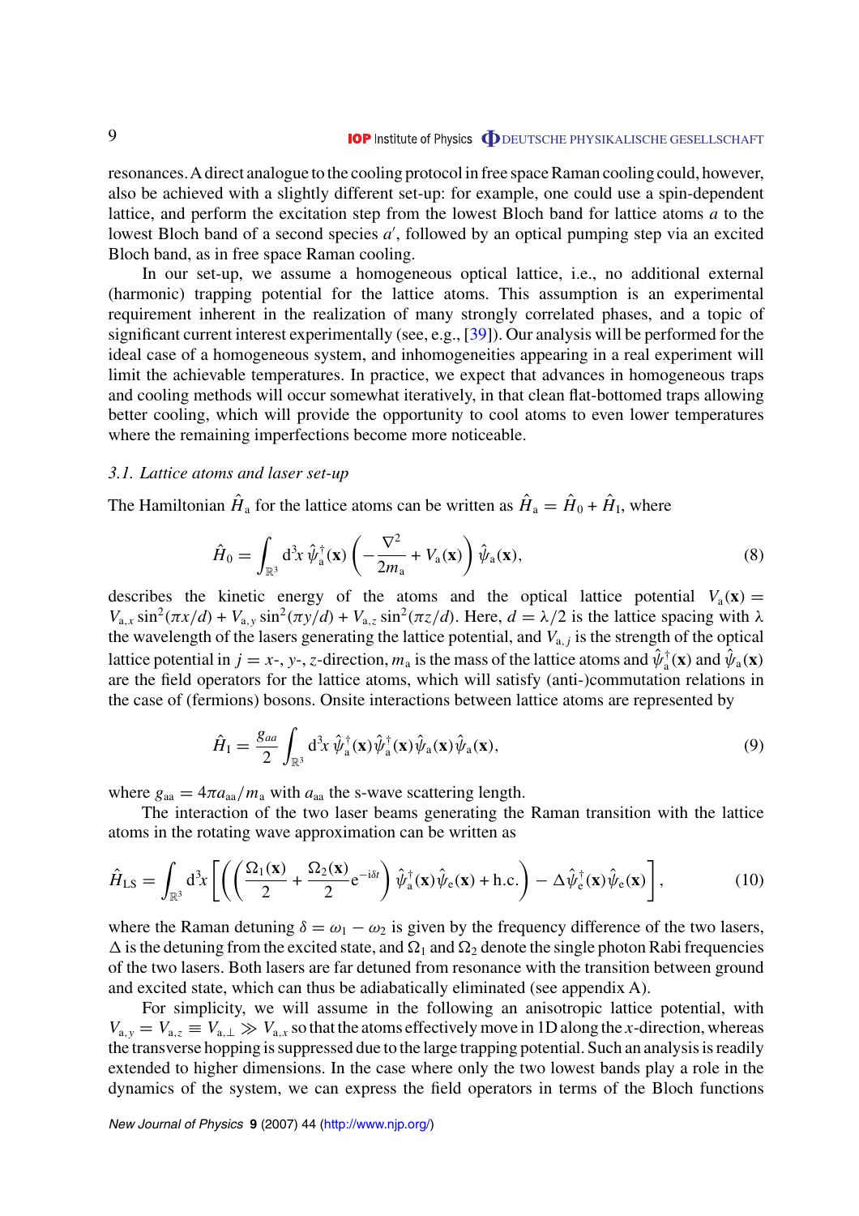resonances. A direct analogue to the cooling protocol in free space Raman cooling could, however, also be achieved with a slightly different set-up: for example, one could use a spin-dependent lattice, and perform the excitation step from the lowest Bloch band for lattice atoms $a$ to the lowest Bloch band of a second species $a'$, followed by an optical pumping step via an excited Bloch band, as in free space Raman cooling.

In our set-up, we assume a homogeneous optical lattice, i.e., no additional external (harmonic) trapping potential for the lattice atoms. This assumption is an experimental requirement inherent in the realization of many strongly correlated phases, and a topic of significant current interest experimentally (see, e.g., [39]). Our analysis will be performed for the ideal case of a homogeneous system, and inhomogeneities appearing in a real experiment will limit the achievable temperatures. In practice, we expect that advances in homogeneous traps and cooling methods will occur somewhat iteratively, in that clean flat-bottomed traps allowing better cooling, which will provide the opportunity to cool atoms to even lower temperatures where the remaining imperfections become more noticeable.

### *3.1. Lattice atoms and laser set-up*

The Hamiltonian $\hat{H}_{\mathrm{a}}$ for the lattice atoms can be written as $\hat{H}_{\mathrm{a}} = \hat{H}_0 + \hat{H}_{\mathrm{I}}$, where

$$\hat{H}_0 = \int_{\mathbb{R}^3} \mathrm{d}^3x\, \hat{\psi}_{\mathrm{a}}^{\dagger}(\mathbf{x}) \left( -\frac{\nabla^2}{2m_{\mathrm{a}}} + V_{\mathrm{a}}(\mathbf{x}) \right) \hat{\psi}_{\mathrm{a}}(\mathbf{x}), \tag{8}$$

describes the kinetic energy of the atoms and the optical lattice potential $V_{\mathrm{a}}(\mathbf{x}) = V_{\mathrm{a},x} \sin^2(\pi x/d) + V_{\mathrm{a},y} \sin^2(\pi y/d) + V_{\mathrm{a},z} \sin^2(\pi z/d)$. Here, $d = \lambda/2$ is the lattice spacing with $\lambda$ the wavelength of the lasers generating the lattice potential, and $V_{\mathrm{a},j}$ is the strength of the optical lattice potential in $j = x$-, $y$-, $z$-direction, $m_{\mathrm{a}}$ is the mass of the lattice atoms and $\hat{\psi}_{\mathrm{a}}^{\dagger}(\mathbf{x})$ and $\hat{\psi}_{\mathrm{a}}(\mathbf{x})$ are the field operators for the lattice atoms, which will satisfy (anti-)commutation relations in the case of (fermions) bosons. Onsite interactions between lattice atoms are represented by

$$\hat{H}_{\mathrm{I}} = \frac{g_{aa}}{2} \int_{\mathbb{R}^3} \mathrm{d}^3x\, \hat{\psi}_{\mathrm{a}}^{\dagger}(\mathbf{x}) \hat{\psi}_{\mathrm{a}}^{\dagger}(\mathbf{x}) \hat{\psi}_{\mathrm{a}}(\mathbf{x}) \hat{\psi}_{\mathrm{a}}(\mathbf{x}), \tag{9}$$

where $g_{\mathrm{aa}} = 4\pi a_{\mathrm{aa}}/m_{\mathrm{a}}$ with $a_{\mathrm{aa}}$ the s-wave scattering length.

The interaction of the two laser beams generating the Raman transition with the lattice atoms in the rotating wave approximation can be written as

$$\hat{H}_{\mathrm{LS}} = \int_{\mathbb{R}^3} \mathrm{d}^3x \left[ \left( \left( \frac{\Omega_1(\mathbf{x})}{2} + \frac{\Omega_2(\mathbf{x})}{2} \mathrm{e}^{-\mathrm{i}\delta t} \right) \hat{\psi}_{\mathrm{a}}^{\dagger}(\mathbf{x}) \hat{\psi}_{\mathrm{e}}(\mathbf{x}) + \mathrm{h.c.} \right) - \Delta \hat{\psi}_{\mathrm{e}}^{\dagger}(\mathbf{x}) \hat{\psi}_{\mathrm{e}}(\mathbf{x}) \right], \tag{10}$$

where the Raman detuning $\delta = \omega_1 - \omega_2$ is given by the frequency difference of the two lasers, $\Delta$ is the detuning from the excited state, and $\Omega_1$ and $\Omega_2$ denote the single photon Rabi frequencies of the two lasers. Both lasers are far detuned from resonance with the transition between ground and excited state, which can thus be adiabatically eliminated (see appendix A).

For simplicity, we will assume in the following an anisotropic lattice potential, with $V_{\mathrm{a},y} = V_{\mathrm{a},z} \equiv V_{\mathrm{a},\perp} \gg V_{\mathrm{a},x}$ so that the atoms effectively move in 1D along the $x$-direction, whereas the transverse hopping is suppressed due to the large trapping potential. Such an analysis is readily extended to higher dimensions. In the case where only the two lowest bands play a role in the dynamics of the system, we can express the field operators in terms of the Bloch functions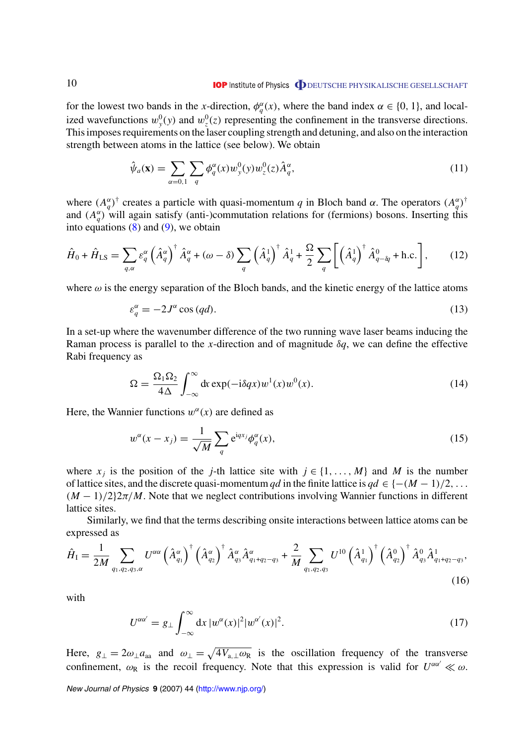for the lowest two bands in the $x$-direction, $\phi_q^\alpha(x)$, where the band index $\alpha \in \{0, 1\}$, and localized wavefunctions $w_y^0(y)$ and $w_z^0(z)$ representing the confinement in the transverse directions. This imposes requirements on the laser coupling strength and detuning, and also on the interaction strength between atoms in the lattice (see below). We obtain

$$\hat{\psi}_a(\mathbf{x}) = \sum_{\alpha=0,1} \sum_q \phi_q^\alpha(x) w_y^0(y) w_z^0(z) \hat{A}_q^\alpha, \tag{11}$$

where $(A_q^\alpha)^\dagger$ creates a particle with quasi-momentum $q$ in Bloch band $\alpha$. The operators $(A_q^\alpha)^\dagger$ and $(A_q^\alpha)$ will again satisfy (anti-)commutation relations for (fermions) bosons. Inserting this into equations (8) and (9), we obtain

$$\hat{H}_0 + \hat{H}_{\rm LS} = \sum_{q,\alpha} \varepsilon_q^\alpha \left(\hat{A}_q^\alpha\right)^\dagger \hat{A}_q^\alpha + (\omega - \delta) \sum_q \left(\hat{A}_q^1\right)^\dagger \hat{A}_q^1 + \frac{\Omega}{2} \sum_q \left[\left(\hat{A}_q^1\right)^\dagger \hat{A}_{q-\delta q}^0 + \text{h.c.}\right], \tag{12}$$

where $\omega$ is the energy separation of the Bloch bands, and the kinetic energy of the lattice atoms

$$\varepsilon_q^\alpha = -2J^\alpha \cos(qd). \tag{13}$$

In a set-up where the wavenumber difference of the two running wave laser beams inducing the Raman process is parallel to the $x$-direction and of magnitude $\delta q$, we can define the effective Rabi frequency as

$$\Omega = \frac{\Omega_1 \Omega_2}{4\Delta} \int_{-\infty}^{\infty} \mathrm{d}x \exp(-\mathrm{i}\delta q x) w^1(x) w^0(x). \tag{14}$$

Here, the Wannier functions $w^\alpha(x)$ are defined as

$$w^\alpha(x - x_j) = \frac{1}{\sqrt{M}} \sum_q \mathrm{e}^{\mathrm{i}qx_j} \phi_q^\alpha(x), \tag{15}$$

where $x_j$ is the position of the $j$-th lattice site with $j \in \{1, \ldots, M\}$ and $M$ is the number of lattice sites, and the discrete quasi-momentum $qd$ in the finite lattice is $qd \in \{-(M-1)/2, \ldots (M-1)/2\} 2\pi/M$. Note that we neglect contributions involving Wannier functions in different lattice sites.

Similarly, we find that the terms describing onsite interactions between lattice atoms can be expressed as

$$\hat{H}_{\rm I} = \frac{1}{2M} \sum_{q_1,q_2,q_3,\alpha} U^{\alpha\alpha} \left(\hat{A}_{q_1}^\alpha\right)^\dagger \left(\hat{A}_{q_2}^\alpha\right)^\dagger \hat{A}_{q_3}^\alpha \hat{A}_{q_1+q_2-q_3}^\alpha + \frac{2}{M} \sum_{q_1,q_2,q_3} U^{10} \left(\hat{A}_{q_1}^1\right)^\dagger \left(\hat{A}_{q_2}^0\right)^\dagger \hat{A}_{q_3}^0 \hat{A}_{q_1+q_2-q_3}^1, \tag{16}$$

with

$$U^{\alpha\alpha'} = g_\perp \int_{-\infty}^{\infty} \mathrm{d}x \, |w^\alpha(x)|^2 |w^{\alpha'}(x)|^2. \tag{17}$$

Here, $g_\perp = 2\omega_\perp a_{\rm aa}$ and $\omega_\perp = \sqrt{4V_{\rm a,\perp}\omega_{\rm R}}$ is the oscillation frequency of the transverse confinement, $\omega_{\rm R}$ is the recoil frequency. Note that this expression is valid for $U^{\alpha\alpha'} \ll \omega$.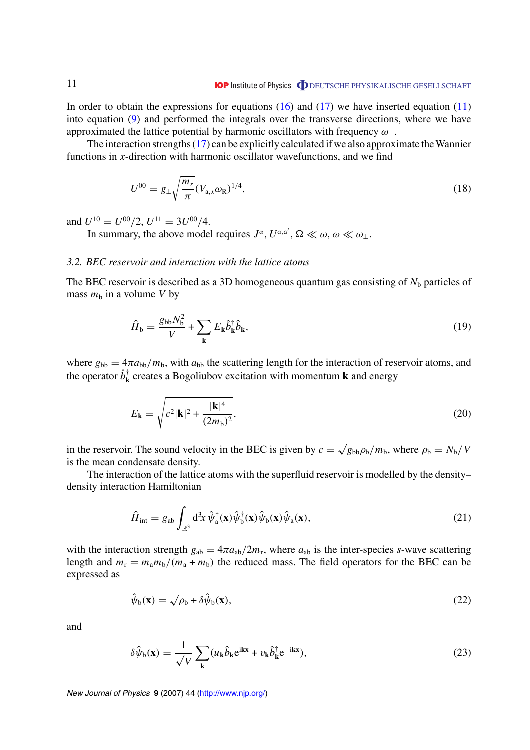In order to obtain the expressions for equations (16) and (17) we have inserted equation (11) into equation (9) and performed the integrals over the transverse directions, where we have approximated the lattice potential by harmonic oscillators with frequency $\omega_\perp$.

The interaction strengths (17) can be explicitly calculated if we also approximate the Wannier functions in $x$-direction with harmonic oscillator wavefunctions, and we find

$$U^{00} = g_\perp \sqrt{\frac{m_r}{\pi}} (V_{\mathrm{a},x}\omega_{\mathrm{R}})^{1/4}, \tag{18}$$

and $U^{10} = U^{00}/2$, $U^{11} = 3U^{00}/4$.

In summary, the above model requires $J^\alpha, U^{\alpha,\alpha'}, \Omega \ll \omega$, $\omega \ll \omega_\perp$.

### 3.2. BEC reservoir and interaction with the lattice atoms

The BEC reservoir is described as a 3D homogeneous quantum gas consisting of $N_\mathrm{b}$ particles of mass $m_\mathrm{b}$ in a volume $V$ by

$$\hat{H}_\mathrm{b} = \frac{g_\mathrm{bb} N_\mathrm{b}^2}{V} + \sum_\mathbf{k} E_\mathbf{k} \hat{b}_\mathbf{k}^\dagger \hat{b}_\mathbf{k}, \tag{19}$$

where $g_\mathrm{bb} = 4\pi a_\mathrm{bb}/m_\mathrm{b}$, with $a_\mathrm{bb}$ the scattering length for the interaction of reservoir atoms, and the operator $\hat{b}_\mathbf{k}^\dagger$ creates a Bogoliubov excitation with momentum $\mathbf{k}$ and energy

$$E_\mathbf{k} = \sqrt{c^2|\mathbf{k}|^2 + \frac{|\mathbf{k}|^4}{(2m_\mathrm{b})^2}}, \tag{20}$$

in the reservoir. The sound velocity in the BEC is given by $c = \sqrt{g_\mathrm{bb}\rho_\mathrm{b}/m_\mathrm{b}}$, where $\rho_\mathrm{b} = N_\mathrm{b}/V$ is the mean condensate density.

The interaction of the lattice atoms with the superfluid reservoir is modelled by the density–density interaction Hamiltonian

$$\hat{H}_\mathrm{int} = g_\mathrm{ab} \int_{\mathbb{R}^3} \mathrm{d}^3x\, \hat{\psi}_\mathrm{a}^\dagger(\mathbf{x}) \hat{\psi}_\mathrm{b}^\dagger(\mathbf{x}) \hat{\psi}_\mathrm{b}(\mathbf{x}) \hat{\psi}_\mathrm{a}(\mathbf{x}), \tag{21}$$

with the interaction strength $g_\mathrm{ab} = 4\pi a_\mathrm{ab}/2m_\mathrm{r}$, where $a_\mathrm{ab}$ is the inter-species $s$-wave scattering length and $m_\mathrm{r} = m_\mathrm{a} m_\mathrm{b}/(m_\mathrm{a} + m_\mathrm{b})$ the reduced mass. The field operators for the BEC can be expressed as

$$\hat{\psi}_\mathrm{b}(\mathbf{x}) = \sqrt{\rho_\mathrm{b}} + \delta\hat{\psi}_\mathrm{b}(\mathbf{x}), \tag{22}$$

and

$$\delta\hat{\psi}_\mathrm{b}(\mathbf{x}) = \frac{1}{\sqrt{V}} \sum_\mathbf{k} (u_\mathbf{k} \hat{b}_\mathbf{k} \mathrm{e}^{\mathrm{i}\mathbf{k}\mathbf{x}} + v_\mathbf{k} \hat{b}_\mathbf{k}^\dagger \mathrm{e}^{-\mathrm{i}\mathbf{k}\mathbf{x}}), \tag{23}$$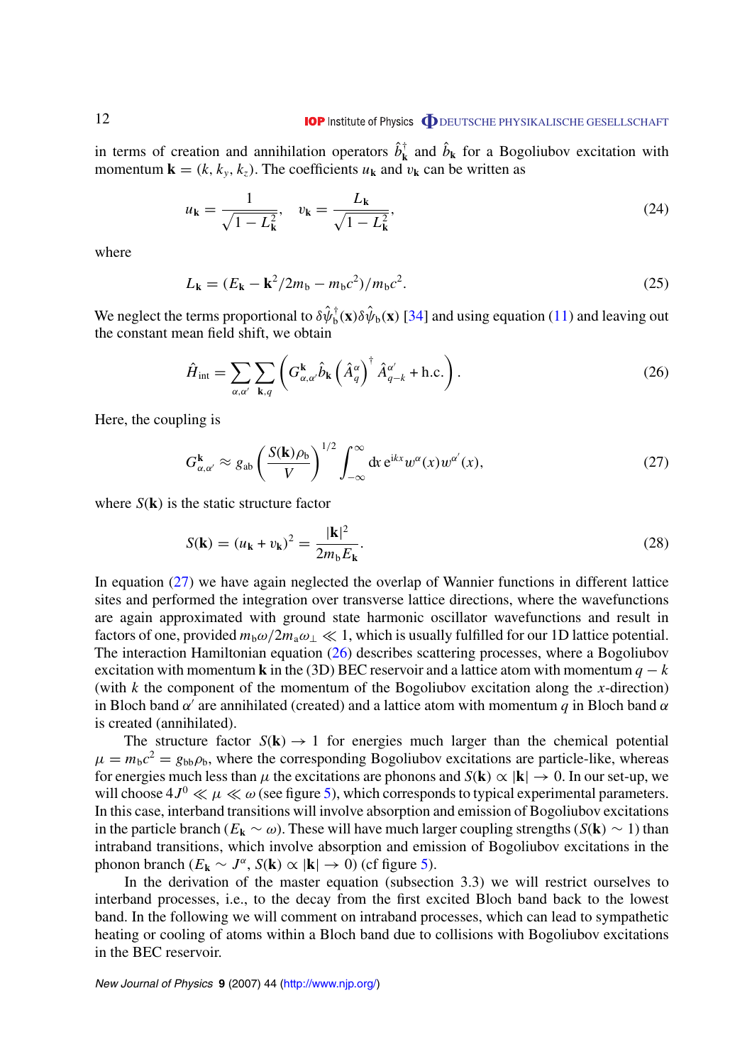in terms of creation and annihilation operators $\hat{b}^\dagger_{\mathbf{k}}$ and $\hat{b}_{\mathbf{k}}$ for a Bogoliubov excitation with momentum $\mathbf{k} = (k, k_y, k_z)$. The coefficients $u_{\mathbf{k}}$ and $v_{\mathbf{k}}$ can be written as

$$u_{\mathbf{k}} = \frac{1}{\sqrt{1 - L_{\mathbf{k}}^2}}, \quad v_{\mathbf{k}} = \frac{L_{\mathbf{k}}}{\sqrt{1 - L_{\mathbf{k}}^2}}, \tag{24}$$

where

$$L_{\mathbf{k}} = (E_{\mathbf{k}} - \mathbf{k}^2/2m_{\mathrm{b}} - m_{\mathrm{b}}c^2)/m_{\mathrm{b}}c^2. \tag{25}$$

We neglect the terms proportional to $\delta\hat{\psi}^\dagger_{\mathrm{b}}(\mathbf{x})\delta\hat{\psi}_{\mathrm{b}}(\mathbf{x})$ [34] and using equation (11) and leaving out the constant mean field shift, we obtain

$$\hat{H}_{\mathrm{int}} = \sum_{\alpha,\alpha'}\sum_{\mathbf{k},q}\left(G^{\mathbf{k}}_{\alpha,\alpha'}\hat{b}_{\mathbf{k}}\left(\hat{A}^{\alpha}_{q}\right)^\dagger \hat{A}^{\alpha'}_{q-k} + \mathrm{h.c.}\right). \tag{26}$$

Here, the coupling is

$$G^{\mathbf{k}}_{\alpha,\alpha'} \approx g_{\mathrm{ab}}\left(\frac{S(\mathbf{k})\rho_{\mathrm{b}}}{V}\right)^{1/2}\int_{-\infty}^{\infty}\mathrm{d}x\, \mathrm{e}^{\mathrm{i}kx}w^{\alpha}(x)w^{\alpha'}(x), \tag{27}$$

where $S(\mathbf{k})$ is the static structure factor

$$S(\mathbf{k}) = (u_{\mathbf{k}} + v_{\mathbf{k}})^2 = \frac{|\mathbf{k}|^2}{2m_{\mathrm{b}}E_{\mathbf{k}}}. \tag{28}$$

In equation (27) we have again neglected the overlap of Wannier functions in different lattice sites and performed the integration over transverse lattice directions, where the wavefunctions are again approximated with ground state harmonic oscillator wavefunctions and result in factors of one, provided $m_{\mathrm{b}}\omega/2m_{\mathrm{a}}\omega_{\perp} \ll 1$, which is usually fulfilled for our 1D lattice potential. The interaction Hamiltonian equation (26) describes scattering processes, where a Bogoliubov excitation with momentum $\mathbf{k}$ in the (3D) BEC reservoir and a lattice atom with momentum $q - k$ (with $k$ the component of the momentum of the Bogoliubov excitation along the $x$-direction) in Bloch band $\alpha'$ are annihilated (created) and a lattice atom with momentum $q$ in Bloch band $\alpha$ is created (annihilated).

The structure factor $S(\mathbf{k}) \to 1$ for energies much larger than the chemical potential $\mu = m_{\mathrm{b}}c^2 = g_{\mathrm{bb}}\rho_{\mathrm{b}}$, where the corresponding Bogoliubov excitations are particle-like, whereas for energies much less than $\mu$ the excitations are phonons and $S(\mathbf{k}) \propto |\mathbf{k}| \to 0$. In our set-up, we will choose $4J^0 \ll \mu \ll \omega$ (see figure 5), which corresponds to typical experimental parameters. In this case, interband transitions will involve absorption and emission of Bogoliubov excitations in the particle branch ($E_{\mathbf{k}} \sim \omega$). These will have much larger coupling strengths ($S(\mathbf{k}) \sim 1$) than intraband transitions, which involve absorption and emission of Bogoliubov excitations in the phonon branch ($E_{\mathbf{k}} \sim J^{\alpha}$, $S(\mathbf{k}) \propto |\mathbf{k}| \to 0$) (cf figure 5).

In the derivation of the master equation (subsection 3.3) we will restrict ourselves to interband processes, i.e., to the decay from the first excited Bloch band back to the lowest band. In the following we will comment on intraband processes, which can lead to sympathetic heating or cooling of atoms within a Bloch band due to collisions with Bogoliubov excitations in the BEC reservoir.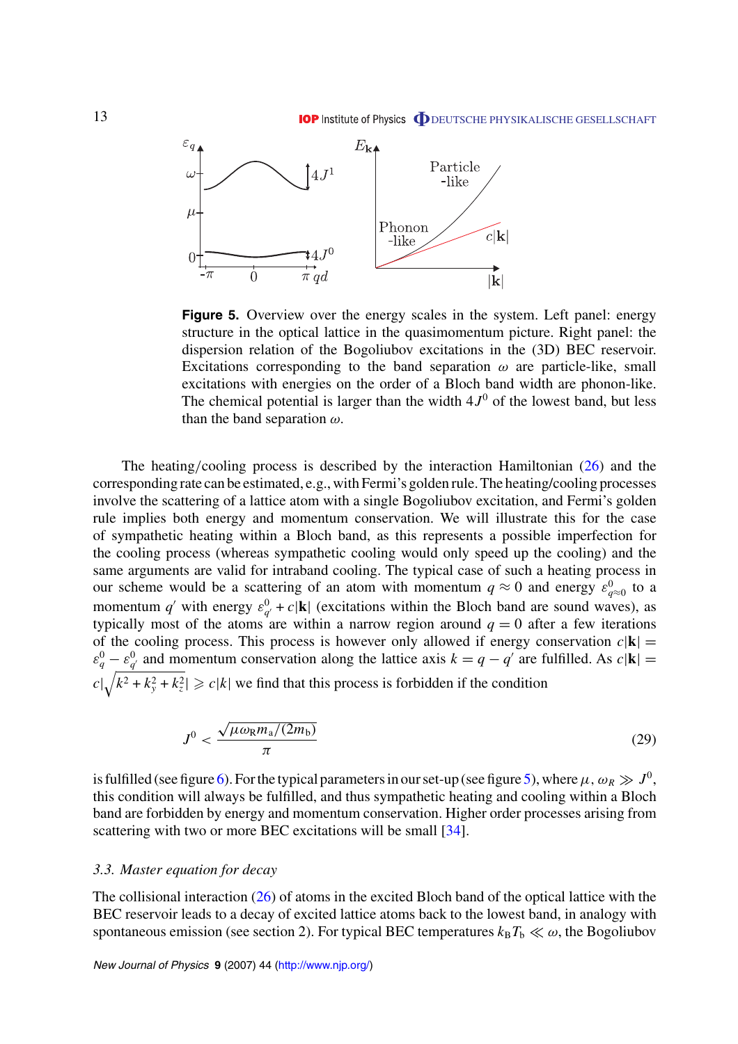**Figure 5.** Overview over the energy scales in the system. Left panel: energy structure in the optical lattice in the quasimomentum picture. Right panel: the dispersion relation of the Bogoliubov excitations in the (3D) BEC reservoir. Excitations corresponding to the band separation $\omega$ are particle-like, small excitations with energies on the order of a Bloch band width are phonon-like. The chemical potential is larger than the width $4J^0$ of the lowest band, but less than the band separation $\omega$.

The heating/cooling process is described by the interaction Hamiltonian (26) and the corresponding rate can be estimated, e.g., with Fermi's golden rule. The heating/cooling processes involve the scattering of a lattice atom with a single Bogoliubov excitation, and Fermi's golden rule implies both energy and momentum conservation. We will illustrate this for the case of sympathetic heating within a Bloch band, as this represents a possible imperfection for the cooling process (whereas sympathetic cooling would only speed up the cooling) and the same arguments are valid for intraband cooling. The typical case of such a heating process in our scheme would be a scattering of an atom with momentum $q \approx 0$ and energy $\varepsilon^0_{q\approx 0}$ to a momentum $q'$ with energy $\varepsilon^0_{q'} + c|\mathbf{k}|$ (excitations within the Bloch band are sound waves), as typically most of the atoms are within a narrow region around $q = 0$ after a few iterations of the cooling process. This process is however only allowed if energy conservation $c|\mathbf{k}| = \varepsilon^0_q - \varepsilon^0_{q'}$ and momentum conservation along the lattice axis $k = q - q'$ are fulfilled. As $c|\mathbf{k}| = c|\sqrt{k^2 + k_y^2 + k_z^2}| \geqslant c|k|$ we find that this process is forbidden if the condition

$$J^0 < \frac{\sqrt{\mu\omega_{\mathrm{R}} m_{\mathrm{a}}/(2m_{\mathrm{b}})}}{\pi} \tag{29}$$

is fulfilled (see figure 6). For the typical parameters in our set-up (see figure 5), where $\mu, \omega_R \gg J^0$, this condition will always be fulfilled, and thus sympathetic heating and cooling within a Bloch band are forbidden by energy and momentum conservation. Higher order processes arising from scattering with two or more BEC excitations will be small [34].

### 3.3. Master equation for decay

The collisional interaction (26) of atoms in the excited Bloch band of the optical lattice with the BEC reservoir leads to a decay of excited lattice atoms back to the lowest band, in analogy with spontaneous emission (see section 2). For typical BEC temperatures $k_{\mathrm{B}}T_{\mathrm{b}} \ll \omega$, the Bogoliubov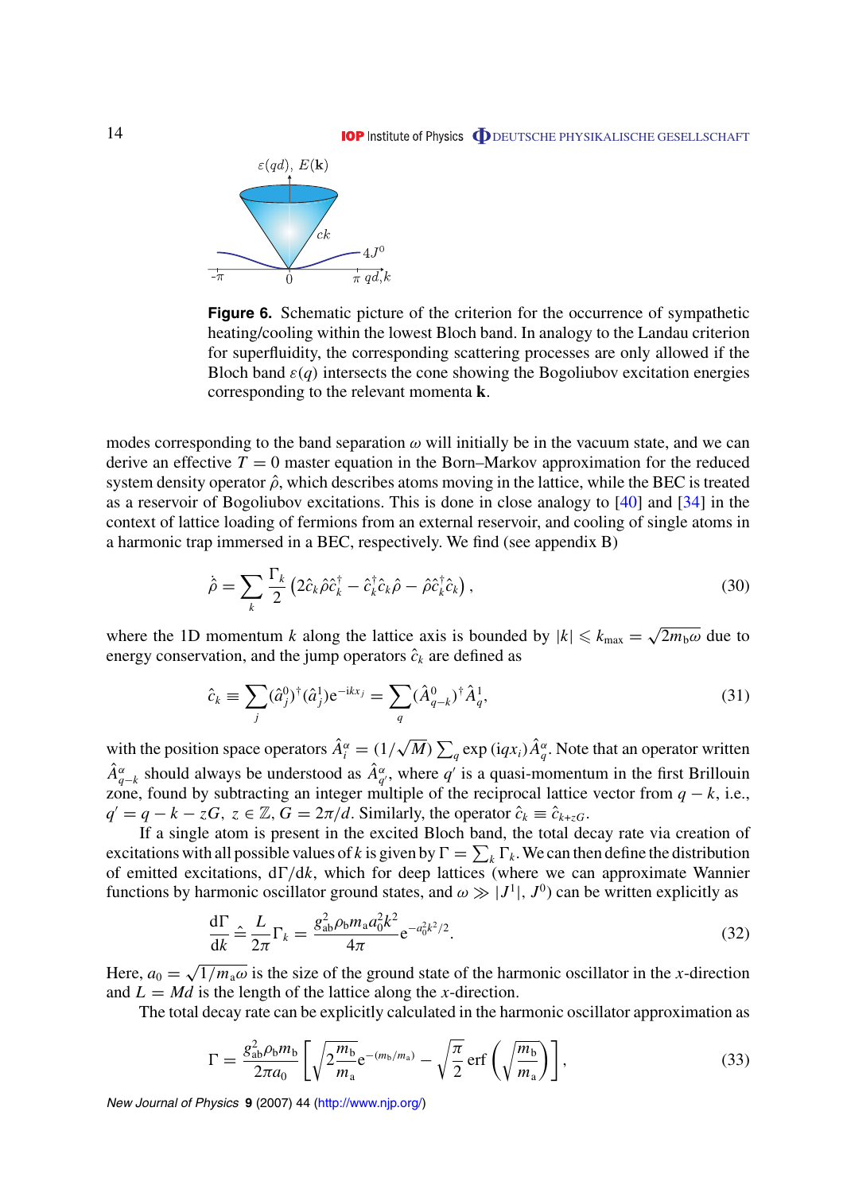**Figure 6.** Schematic picture of the criterion for the occurrence of sympathetic heating/cooling within the lowest Bloch band. In analogy to the Landau criterion for superfluidity, the corresponding scattering processes are only allowed if the Bloch band $\varepsilon(q)$ intersects the cone showing the Bogoliubov excitation energies corresponding to the relevant momenta $\mathbf{k}$.

modes corresponding to the band separation $\omega$ will initially be in the vacuum state, and we can derive an effective $T = 0$ master equation in the Born–Markov approximation for the reduced system density operator $\hat{\rho}$, which describes atoms moving in the lattice, while the BEC is treated as a reservoir of Bogoliubov excitations. This is done in close analogy to [40] and [34] in the context of lattice loading of fermions from an external reservoir, and cooling of single atoms in a harmonic trap immersed in a BEC, respectively. We find (see appendix B)

$$\dot{\hat{\rho}} = \sum_k \frac{\Gamma_k}{2} \left( 2\hat{c}_k \hat{\rho} \hat{c}_k^\dagger - \hat{c}_k^\dagger \hat{c}_k \hat{\rho} - \hat{\rho} \hat{c}_k^\dagger \hat{c}_k \right), \tag{30}$$

where the 1D momentum $k$ along the lattice axis is bounded by $|k| \leqslant k_{\max} = \sqrt{2m_b\omega}$ due to energy conservation, and the jump operators $\hat{c}_k$ are defined as

$$\hat{c}_k \equiv \sum_j (\hat{a}_j^0)^\dagger (\hat{a}_j^1) \mathrm{e}^{-\mathrm{i}kx_j} = \sum_q (\hat{A}^0_{q-k})^\dagger \hat{A}^1_q, \tag{31}$$

with the position space operators $\hat{A}^\alpha_i = (1/\sqrt{M}) \sum_q \exp{(\mathrm{i}qx_i)} \hat{A}^\alpha_q$. Note that an operator written $\hat{A}^\alpha_{q-k}$ should always be understood as $\hat{A}^\alpha_{q'}$, where $q'$ is a quasi-momentum in the first Brillouin zone, found by subtracting an integer multiple of the reciprocal lattice vector from $q-k$, i.e., $q' = q - k - zG$, $z \in \mathbb{Z}$, $G = 2\pi/d$. Similarly, the operator $\hat{c}_k \equiv \hat{c}_{k+zG}$.

If a single atom is present in the excited Bloch band, the total decay rate via creation of excitations with all possible values of $k$ is given by $\Gamma = \sum_k \Gamma_k$. We can then define the distribution of emitted excitations, $\mathrm{d}\Gamma/\mathrm{d}k$, which for deep lattices (where we can approximate Wannier functions by harmonic oscillator ground states, and $\omega \gg |J^1|, J^0$) can be written explicitly as

$$\frac{\mathrm{d}\Gamma}{\mathrm{d}k} \mathrel{\hat{=}} \frac{L}{2\pi}\Gamma_k = \frac{g_{ab}^2 \rho_b m_a a_0^2 k^2}{4\pi} \mathrm{e}^{-a_0^2 k^2/2}. \tag{32}$$

Here, $a_0 = \sqrt{1/m_a\omega}$ is the size of the ground state of the harmonic oscillator in the $x$-direction and $L = Md$ is the length of the lattice along the $x$-direction.

The total decay rate can be explicitly calculated in the harmonic oscillator approximation as

$$\Gamma = \frac{g_{ab}^2 \rho_b m_b}{2\pi a_0} \left[ \sqrt{2\frac{m_b}{m_a}} \mathrm{e}^{-(m_b/m_a)} - \sqrt{\frac{\pi}{2}} \operatorname{erf}\left( \sqrt{\frac{m_b}{m_a}} \right) \right], \tag{33}$$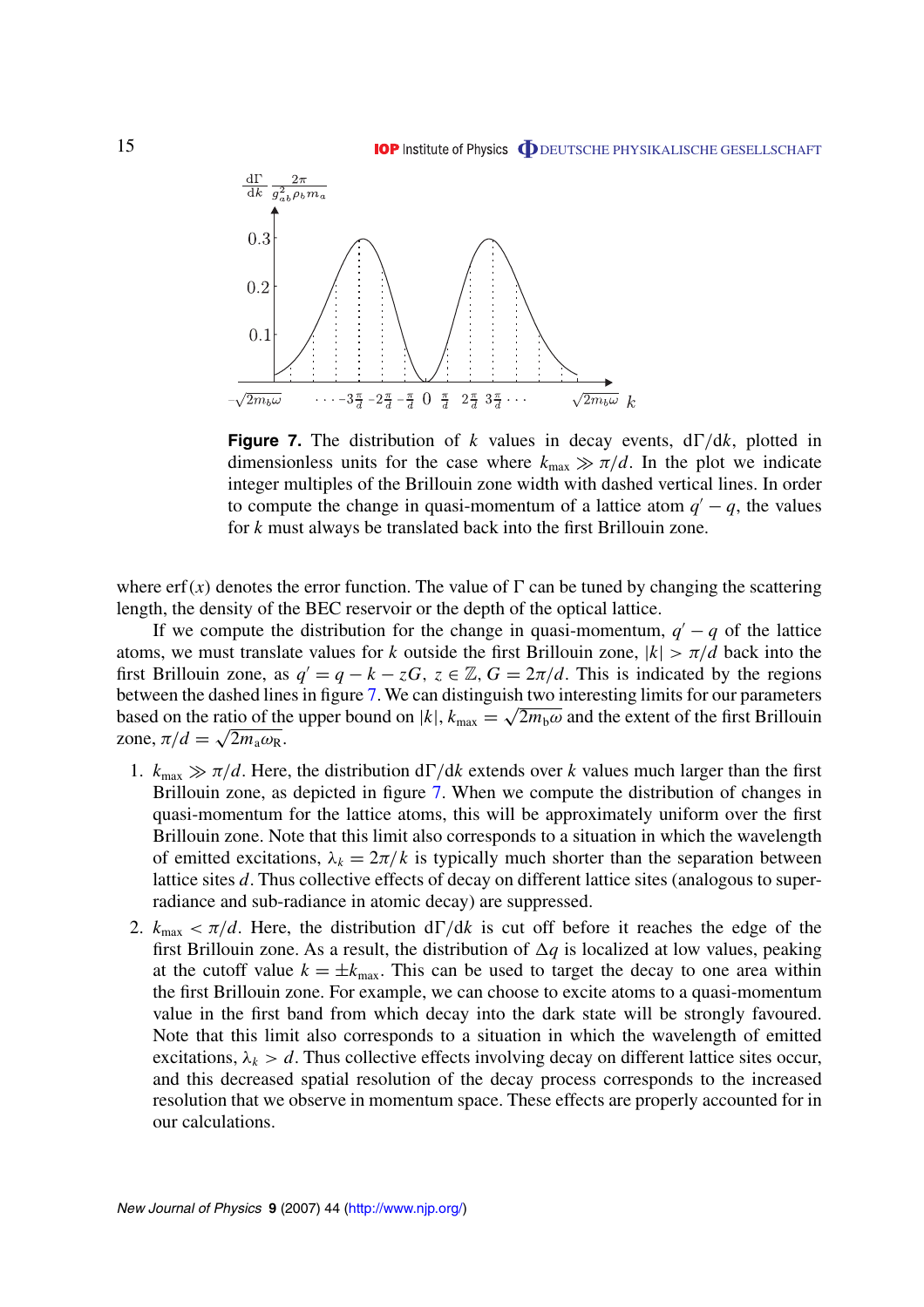**Figure 7.** The distribution of $k$ values in decay events, $\mathrm{d}\Gamma/\mathrm{d}k$, plotted in dimensionless units for the case where $k_{\mathrm{max}} \gg \pi/d$. In the plot we indicate integer multiples of the Brillouin zone width with dashed vertical lines. In order to compute the change in quasi-momentum of a lattice atom $q' - q$, the values for $k$ must always be translated back into the first Brillouin zone.

where $\mathrm{erf}(x)$ denotes the error function. The value of $\Gamma$ can be tuned by changing the scattering length, the density of the BEC reservoir or the depth of the optical lattice.

If we compute the distribution for the change in quasi-momentum, $q' - q$ of the lattice atoms, we must translate values for $k$ outside the first Brillouin zone, $|k| > \pi/d$ back into the first Brillouin zone, as $q' = q - k - zG$, $z \in \mathbb{Z}$, $G = 2\pi/d$. This is indicated by the regions between the dashed lines in figure 7. We can distinguish two interesting limits for our parameters based on the ratio of the upper bound on $|k|$, $k_{\mathrm{max}} = \sqrt{2m_{\mathrm{b}}\omega}$ and the extent of the first Brillouin zone, $\pi/d = \sqrt{2m_{\mathrm{a}}\omega_{\mathrm{R}}}$.

1. $k_{\mathrm{max}} \gg \pi/d$. Here, the distribution $\mathrm{d}\Gamma/\mathrm{d}k$ extends over $k$ values much larger than the first Brillouin zone, as depicted in figure 7. When we compute the distribution of changes in quasi-momentum for the lattice atoms, this will be approximately uniform over the first Brillouin zone. Note that this limit also corresponds to a situation in which the wavelength of emitted excitations, $\lambda_k = 2\pi/k$ is typically much shorter than the separation between lattice sites $d$. Thus collective effects of decay on different lattice sites (analogous to super-radiance and sub-radiance in atomic decay) are suppressed.
2. $k_{\mathrm{max}} < \pi/d$. Here, the distribution $\mathrm{d}\Gamma/\mathrm{d}k$ is cut off before it reaches the edge of the first Brillouin zone. As a result, the distribution of $\Delta q$ is localized at low values, peaking at the cutoff value $k = \pm k_{\mathrm{max}}$. This can be used to target the decay to one area within the first Brillouin zone. For example, we can choose to excite atoms to a quasi-momentum value in the first band from which decay into the dark state will be strongly favoured. Note that this limit also corresponds to a situation in which the wavelength of emitted excitations, $\lambda_k > d$. Thus collective effects involving decay on different lattice sites occur, and this decreased spatial resolution of the decay process corresponds to the increased resolution that we observe in momentum space. These effects are properly accounted for in our calculations.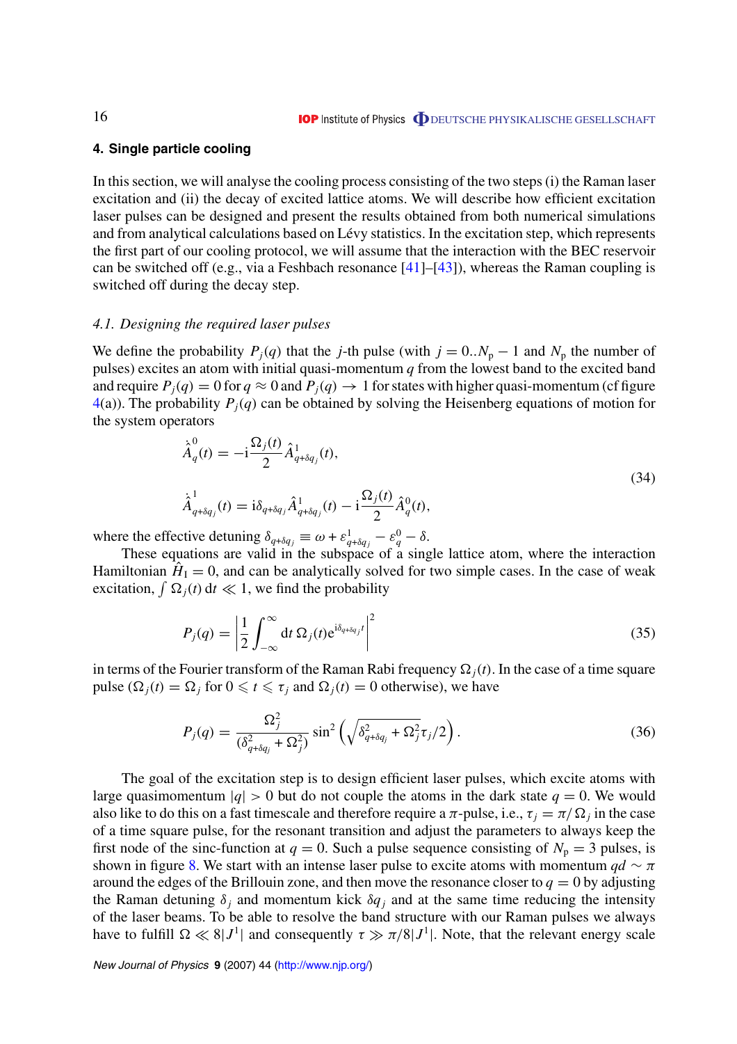## 4. Single particle cooling

In this section, we will analyse the cooling process consisting of the two steps (i) the Raman laser excitation and (ii) the decay of excited lattice atoms. We will describe how efficient excitation laser pulses can be designed and present the results obtained from both numerical simulations and from analytical calculations based on Lévy statistics. In the excitation step, which represents the first part of our cooling protocol, we will assume that the interaction with the BEC reservoir can be switched off (e.g., via a Feshbach resonance [41]–[43]), whereas the Raman coupling is switched off during the decay step.

### *4.1. Designing the required laser pulses*

We define the probability $P_j(q)$ that the $j$-th pulse (with $j = 0..N_\mathrm{p} - 1$ and $N_\mathrm{p}$ the number of pulses) excites an atom with initial quasi-momentum $q$ from the lowest band to the excited band and require $P_j(q) = 0$ for $q \approx 0$ and $P_j(q) \to 1$ for states with higher quasi-momentum (cf figure 4(a)). The probability $P_j(q)$ can be obtained by solving the Heisenberg equations of motion for the system operators

$$
\begin{aligned}
\dot{\hat{A}}{}^{0}_{q}(t) &= -\mathrm{i}\frac{\Omega_j(t)}{2}\hat{A}^{1}_{q+\delta q_j}(t), \\
\dot{\hat{A}}{}^{1}_{q+\delta q_j}(t) &= \mathrm{i}\delta_{q+\delta q_j}\hat{A}^{1}_{q+\delta q_j}(t) - \mathrm{i}\frac{\Omega_j(t)}{2}\hat{A}^{0}_{q}(t),
\end{aligned}
\tag{34}
$$

where the effective detuning $\delta_{q+\delta q_j} \equiv \omega + \varepsilon^{1}_{q+\delta q_j} - \varepsilon^{0}_{q} - \delta$.

These equations are valid in the subspace of a single lattice atom, where the interaction Hamiltonian $\hat{H}_\mathrm{I} = 0$, and can be analytically solved for two simple cases. In the case of weak excitation, $\int \Omega_j(t)\,\mathrm{d}t \ll 1$, we find the probability

$$
P_j(q) = \left| \frac{1}{2}\int_{-\infty}^{\infty} \mathrm{d}t\, \Omega_j(t) \mathrm{e}^{\mathrm{i}\delta_{q+\delta q_j} t} \right|^2 \tag{35}
$$

in terms of the Fourier transform of the Raman Rabi frequency $\Omega_j(t)$. In the case of a time square pulse ($\Omega_j(t) = \Omega_j$ for $0 \leqslant t \leqslant \tau_j$ and $\Omega_j(t) = 0$ otherwise), we have

$$
P_j(q) = \frac{\Omega_j^2}{(\delta^2_{q+\delta q_j} + \Omega_j^2)} \sin^2\left(\sqrt{\delta^2_{q+\delta q_j} + \Omega_j^2}\,\tau_j/2\right). \tag{36}
$$

The goal of the excitation step is to design efficient laser pulses, which excite atoms with large quasimomentum $|q| > 0$ but do not couple the atoms in the dark state $q = 0$. We would also like to do this on a fast timescale and therefore require a $\pi$-pulse, i.e., $\tau_j = \pi/\Omega_j$ in the case of a time square pulse, for the resonant transition and adjust the parameters to always keep the first node of the sinc-function at $q = 0$. Such a pulse sequence consisting of $N_\mathrm{p} = 3$ pulses, is shown in figure 8. We start with an intense laser pulse to excite atoms with momentum $qd \sim \pi$ around the edges of the Brillouin zone, and then move the resonance closer to $q = 0$ by adjusting the Raman detuning $\delta_j$ and momentum kick $\delta q_j$ and at the same time reducing the intensity of the laser beams. To be able to resolve the band structure with our Raman pulses we always have to fulfill $\Omega \ll 8|J^1|$ and consequently $\tau \gg \pi/8|J^1|$. Note, that the relevant energy scale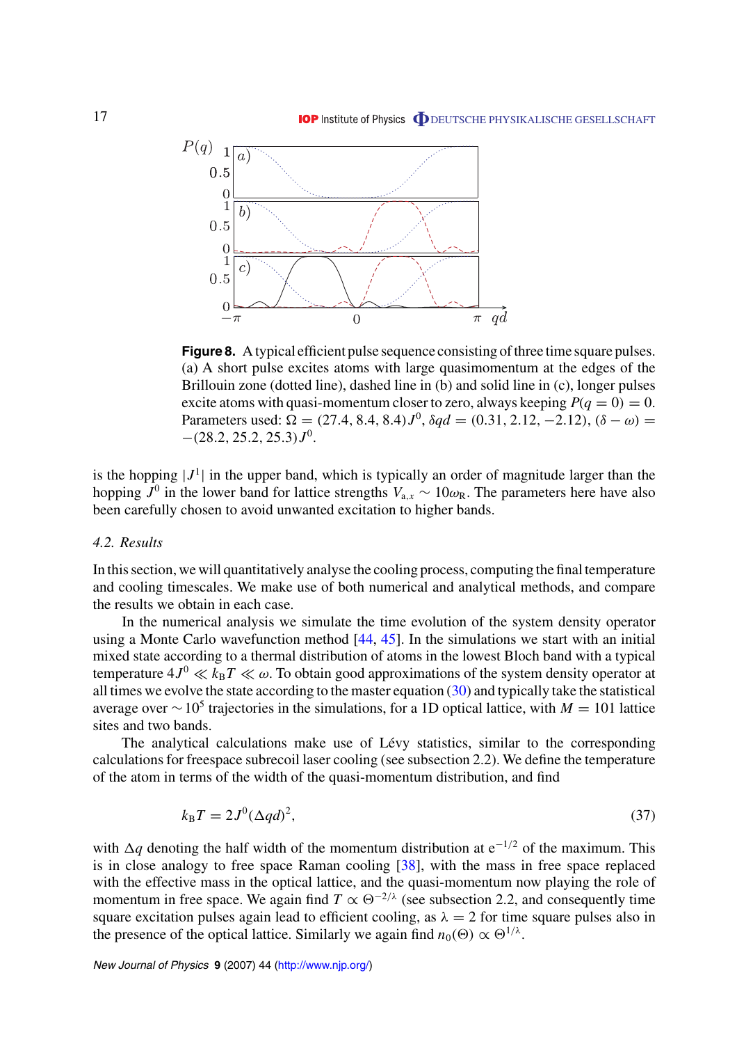**Figure 8.** A typical efficient pulse sequence consisting of three time square pulses. (a) A short pulse excites atoms with large quasimomentum at the edges of the Brillouin zone (dotted line), dashed line in (b) and solid line in (c), longer pulses excite atoms with quasi-momentum closer to zero, always keeping $P(q=0)=0$. Parameters used: $\Omega = (27.4, 8.4, 8.4)J^0$, $\delta qd = (0.31, 2.12, -2.12)$, $(\delta - \omega) = -(28.2, 25.2, 25.3)J^0$.

is the hopping $|J^1|$ in the upper band, which is typically an order of magnitude larger than the hopping $J^0$ in the lower band for lattice strengths $V_{a,x} \sim 10\omega_R$. The parameters here have also been carefully chosen to avoid unwanted excitation to higher bands.

### 4.2. Results

In this section, we will quantitatively analyse the cooling process, computing the final temperature and cooling timescales. We make use of both numerical and analytical methods, and compare the results we obtain in each case.

In the numerical analysis we simulate the time evolution of the system density operator using a Monte Carlo wavefunction method [44, 45]. In the simulations we start with an initial mixed state according to a thermal distribution of atoms in the lowest Bloch band with a typical temperature $4J^0 \ll k_B T \ll \omega$. To obtain good approximations of the system density operator at all times we evolve the state according to the master equation (30) and typically take the statistical average over $\sim 10^5$ trajectories in the simulations, for a 1D optical lattice, with $M = 101$ lattice sites and two bands.

The analytical calculations make use of Lévy statistics, similar to the corresponding calculations for freespace subrecoil laser cooling (see subsection 2.2). We define the temperature of the atom in terms of the width of the quasi-momentum distribution, and find

$$k_B T = 2J^0(\Delta q d)^2, \tag{37}$$

with $\Delta q$ denoting the half width of the momentum distribution at $e^{-1/2}$ of the maximum. This is in close analogy to free space Raman cooling [38], with the mass in free space replaced with the effective mass in the optical lattice, and the quasi-momentum now playing the role of momentum in free space. We again find $T \propto \Theta^{-2/\lambda}$ (see subsection 2.2, and consequently time square excitation pulses again lead to efficient cooling, as $\lambda = 2$ for time square pulses also in the presence of the optical lattice. Similarly we again find $n_0(\Theta) \propto \Theta^{1/\lambda}$.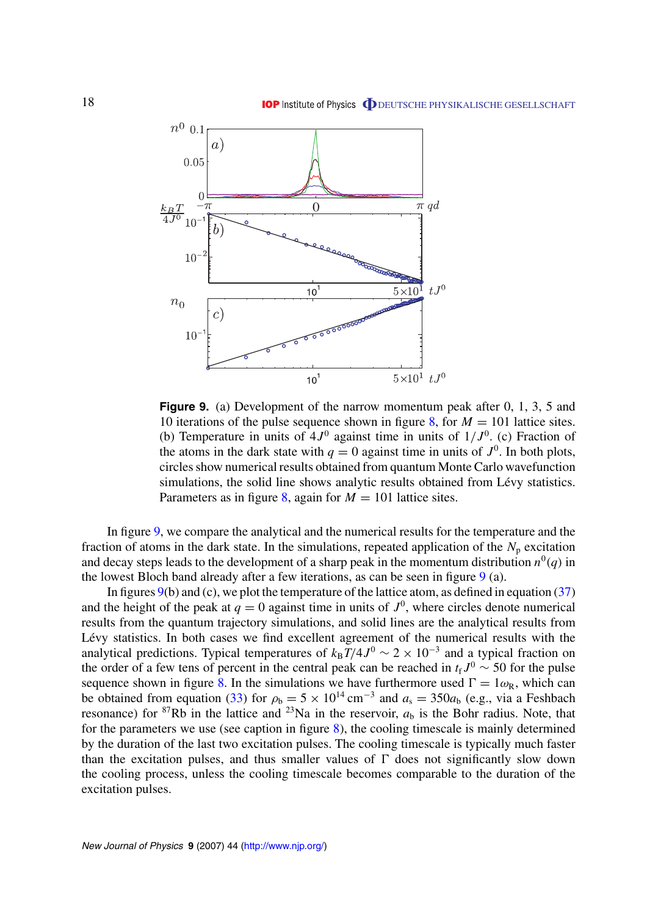**Figure 9.** (a) Development of the narrow momentum peak after 0, 1, 3, 5 and 10 iterations of the pulse sequence shown in figure 8, for $M = 101$ lattice sites. (b) Temperature in units of $4J^0$ against time in units of $1/J^0$. (c) Fraction of the atoms in the dark state with $q = 0$ against time in units of $J^0$. In both plots, circles show numerical results obtained from quantum Monte Carlo wavefunction simulations, the solid line shows analytic results obtained from Lévy statistics. Parameters as in figure 8, again for $M = 101$ lattice sites.

In figure 9, we compare the analytical and the numerical results for the temperature and the fraction of atoms in the dark state. In the simulations, repeated application of the $N_{\mathrm{p}}$ excitation and decay steps leads to the development of a sharp peak in the momentum distribution $n^0(q)$ in the lowest Bloch band already after a few iterations, as can be seen in figure 9 (a).

In figures 9(b) and (c), we plot the temperature of the lattice atom, as defined in equation (37) and the height of the peak at $q = 0$ against time in units of $J^0$, where circles denote numerical results from the quantum trajectory simulations, and solid lines are the analytical results from Lévy statistics. In both cases we find excellent agreement of the numerical results with the analytical predictions. Typical temperatures of $k_{\mathrm{B}}T/4J^0 \sim 2 \times 10^{-3}$ and a typical fraction on the order of a few tens of percent in the central peak can be reached in $t_{\mathrm{f}}J^0 \sim 50$ for the pulse sequence shown in figure 8. In the simulations we have furthermore used $\Gamma = 1\omega_{\mathrm{R}}$, which can be obtained from equation (33) for $\rho_{\mathrm{b}} = 5 \times 10^{14}\,\mathrm{cm}^{-3}$ and $a_{\mathrm{s}} = 350a_{\mathrm{b}}$ (e.g., via a Feshbach resonance) for $^{87}$Rb in the lattice and $^{23}$Na in the reservoir, $a_{\mathrm{b}}$ is the Bohr radius. Note, that for the parameters we use (see caption in figure 8), the cooling timescale is mainly determined by the duration of the last two excitation pulses. The cooling timescale is typically much faster than the excitation pulses, and thus smaller values of $\Gamma$ does not significantly slow down the cooling process, unless the cooling timescale becomes comparable to the duration of the excitation pulses.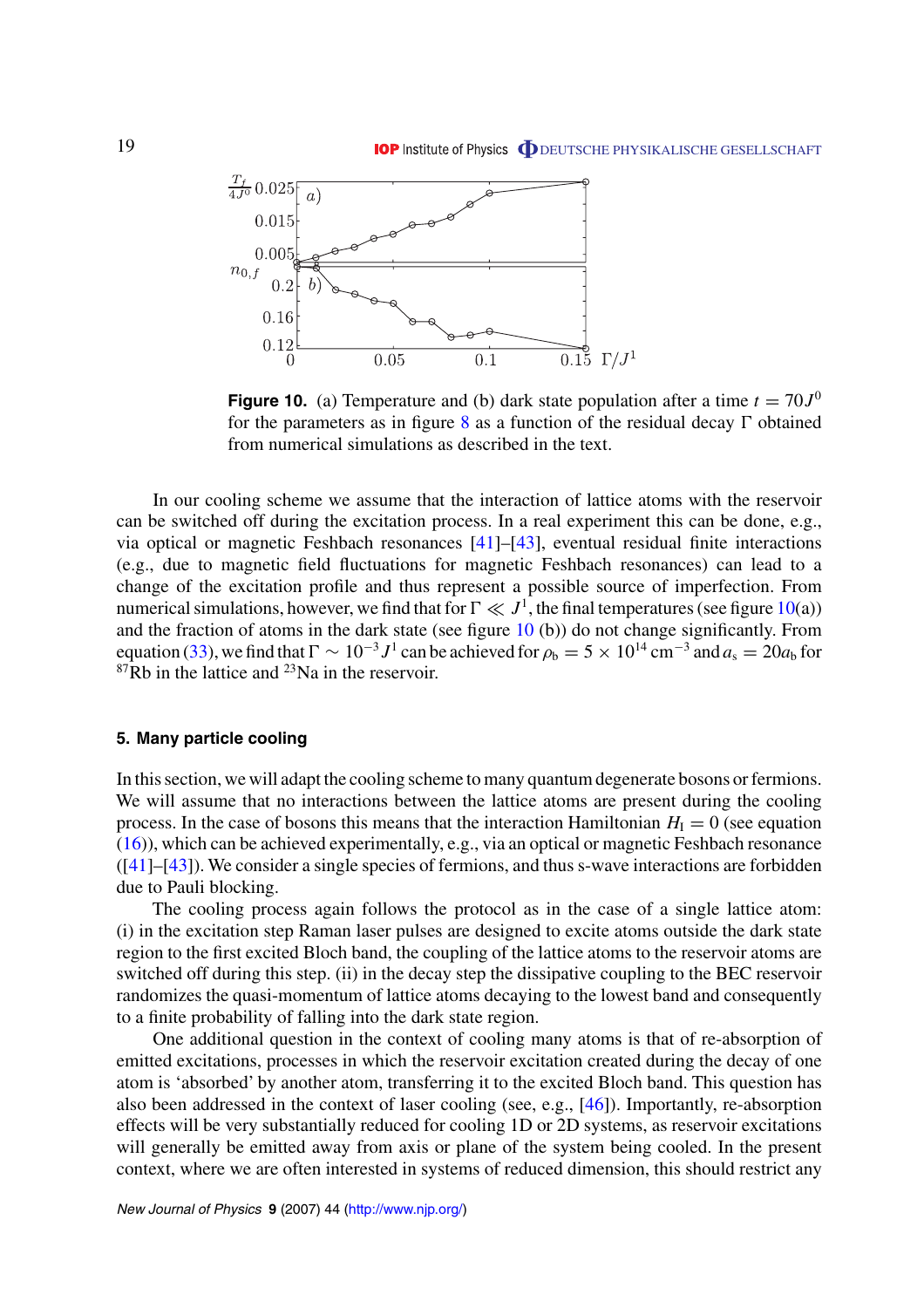Figure 10. (a) Temperature and (b) dark state population after a time $t = 70J^0$ for the parameters as in figure 8 as a function of the residual decay $\Gamma$ obtained from numerical simulations as described in the text.

In our cooling scheme we assume that the interaction of lattice atoms with the reservoir can be switched off during the excitation process. In a real experiment this can be done, e.g., via optical or magnetic Feshbach resonances [41]–[43], eventual residual finite interactions (e.g., due to magnetic field fluctuations for magnetic Feshbach resonances) can lead to a change of the excitation profile and thus represent a possible source of imperfection. From numerical simulations, however, we find that for $\Gamma \ll J^1$, the final temperatures (see figure 10(a)) and the fraction of atoms in the dark state (see figure 10 (b)) do not change significantly. From equation (33), we find that $\Gamma \sim 10^{-3} J^1$ can be achieved for $\rho_b = 5 \times 10^{14}\,\mathrm{cm}^{-3}$ and $a_s = 20 a_b$ for $^{87}$Rb in the lattice and $^{23}$Na in the reservoir.

## 5. Many particle cooling

In this section, we will adapt the cooling scheme to many quantum degenerate bosons or fermions. We will assume that no interactions between the lattice atoms are present during the cooling process. In the case of bosons this means that the interaction Hamiltonian $H_I = 0$ (see equation (16)), which can be achieved experimentally, e.g., via an optical or magnetic Feshbach resonance ([41]–[43]). We consider a single species of fermions, and thus s-wave interactions are forbidden due to Pauli blocking.

The cooling process again follows the protocol as in the case of a single lattice atom: (i) in the excitation step Raman laser pulses are designed to excite atoms outside the dark state region to the first excited Bloch band, the coupling of the lattice atoms to the reservoir atoms are switched off during this step. (ii) in the decay step the dissipative coupling to the BEC reservoir randomizes the quasi-momentum of lattice atoms decaying to the lowest band and consequently to a finite probability of falling into the dark state region.

One additional question in the context of cooling many atoms is that of re-absorption of emitted excitations, processes in which the reservoir excitation created during the decay of one atom is 'absorbed' by another atom, transferring it to the excited Bloch band. This question has also been addressed in the context of laser cooling (see, e.g., [46]). Importantly, re-absorption effects will be very substantially reduced for cooling 1D or 2D systems, as reservoir excitations will generally be emitted away from axis or plane of the system being cooled. In the present context, where we are often interested in systems of reduced dimension, this should restrict any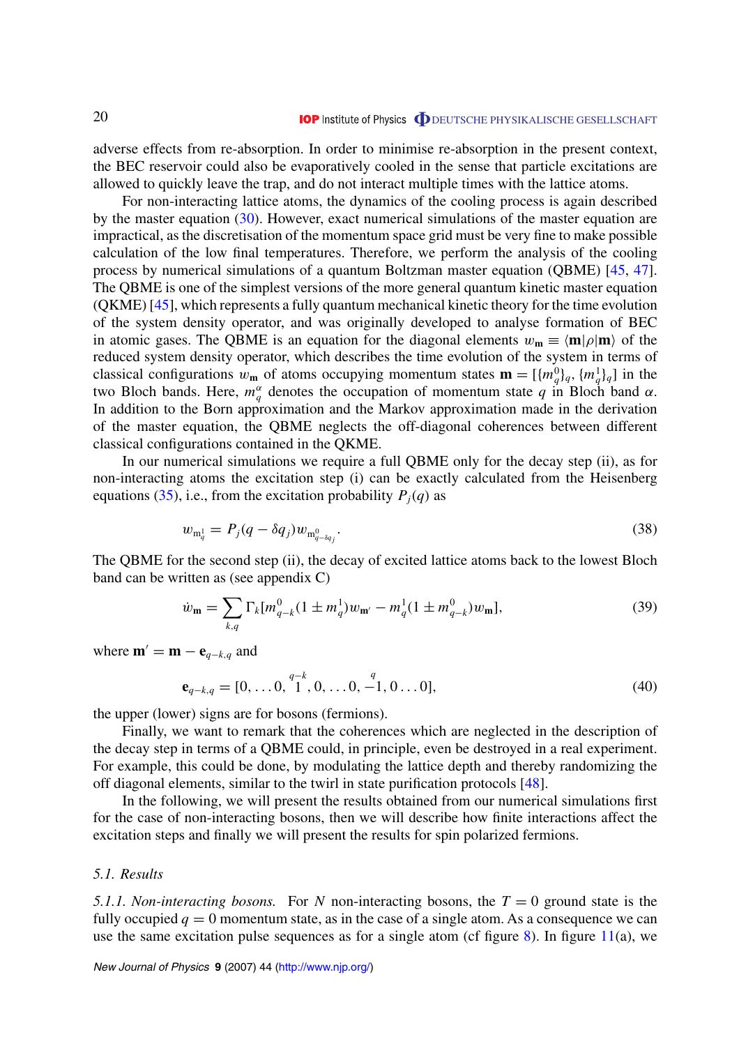adverse effects from re-absorption. In order to minimise re-absorption in the present context, the BEC reservoir could also be evaporatively cooled in the sense that particle excitations are allowed to quickly leave the trap, and do not interact multiple times with the lattice atoms.

For non-interacting lattice atoms, the dynamics of the cooling process is again described by the master equation (30). However, exact numerical simulations of the master equation are impractical, as the discretisation of the momentum space grid must be very fine to make possible calculation of the low final temperatures. Therefore, we perform the analysis of the cooling process by numerical simulations of a quantum Boltzman master equation (QBME) [45, 47]. The QBME is one of the simplest versions of the more general quantum kinetic master equation (QKME) [45], which represents a fully quantum mechanical kinetic theory for the time evolution of the system density operator, and was originally developed to analyse formation of BEC in atomic gases. The QBME is an equation for the diagonal elements $w_{\mathbf{m}} \equiv \langle \mathbf{m}|\rho|\mathbf{m}\rangle$ of the reduced system density operator, which describes the time evolution of the system in terms of classical configurations $w_{\mathbf{m}}$ of atoms occupying momentum states $\mathbf{m} = [\{m_q^0\}_q, \{m_q^1\}_q]$ in the two Bloch bands. Here, $m_q^\alpha$ denotes the occupation of momentum state $q$ in Bloch band $\alpha$. In addition to the Born approximation and the Markov approximation made in the derivation of the master equation, the QBME neglects the off-diagonal coherences between different classical configurations contained in the QKME.

In our numerical simulations we require a full QBME only for the decay step (ii), as for non-interacting atoms the excitation step (i) can be exactly calculated from the Heisenberg equations (35), i.e., from the excitation probability $P_j(q)$ as

$$w_{\mathrm{m}_q^1} = P_j(q - \delta q_j)\, w_{\mathrm{m}^0_{q-\delta q_j}}. \tag{38}$$

The QBME for the second step (ii), the decay of excited lattice atoms back to the lowest Bloch band can be written as (see appendix C)

$$\dot{w}_{\mathbf{m}} = \sum_{k,q} \Gamma_k [m^0_{q-k}(1 \pm m^1_q) w_{\mathbf{m}'} - m^1_q(1 \pm m^0_{q-k}) w_{\mathbf{m}}], \tag{39}$$

where $\mathbf{m}' = \mathbf{m} - \mathbf{e}_{q-k,q}$ and

$$\mathbf{e}_{q-k,q} = [0, \ldots 0, \overset{q-k}{1}, 0, \ldots 0, \overset{q}{-1}, 0 \ldots 0], \tag{40}$$

the upper (lower) signs are for bosons (fermions).

Finally, we want to remark that the coherences which are neglected in the description of the decay step in terms of a QBME could, in principle, even be destroyed in a real experiment. For example, this could be done, by modulating the lattice depth and thereby randomizing the off diagonal elements, similar to the twirl in state purification protocols [48].

In the following, we will present the results obtained from our numerical simulations first for the case of non-interacting bosons, then we will describe how finite interactions affect the excitation steps and finally we will present the results for spin polarized fermions.

### 5.1. Results

*5.1.1. Non-interacting bosons.* For $N$ non-interacting bosons, the $T = 0$ ground state is the fully occupied $q = 0$ momentum state, as in the case of a single atom. As a consequence we can use the same excitation pulse sequences as for a single atom (cf figure 8). In figure 11(a), we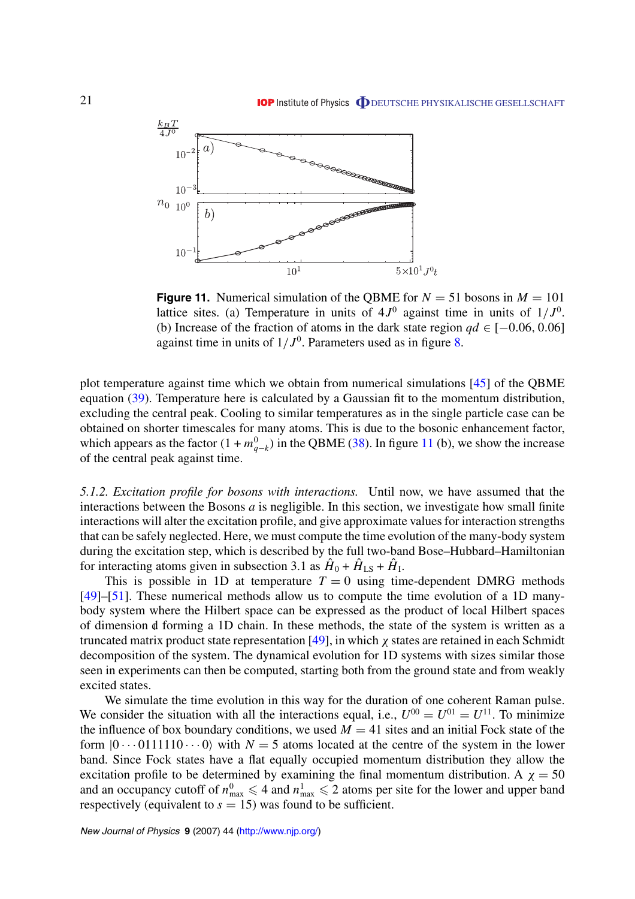**Figure 11.** Numerical simulation of the QBME for $N = 51$ bosons in $M = 101$ lattice sites. (a) Temperature in units of $4J^0$ against time in units of $1/J^0$. (b) Increase of the fraction of atoms in the dark state region $qd \in [-0.06, 0.06]$ against time in units of $1/J^0$. Parameters used as in figure 8.

plot temperature against time which we obtain from numerical simulations [45] of the QBME equation (39). Temperature here is calculated by a Gaussian fit to the momentum distribution, excluding the central peak. Cooling to similar temperatures as in the single particle case can be obtained on shorter timescales for many atoms. This is due to the bosonic enhancement factor, which appears as the factor $(1 + m^0_{q-k})$ in the QBME (38). In figure 11 (b), we show the increase of the central peak against time.

*5.1.2. Excitation profile for bosons with interactions.* Until now, we have assumed that the interactions between the Bosons $a$ is negligible. In this section, we investigate how small finite interactions will alter the excitation profile, and give approximate values for interaction strengths that can be safely neglected. Here, we must compute the time evolution of the many-body system during the excitation step, which is described by the full two-band Bose–Hubbard–Hamiltonian for interacting atoms given in subsection 3.1 as $\hat{H}_0 + \hat{H}_{\rm LS} + \hat{H}_{\rm I}$.

This is possible in 1D at temperature $T = 0$ using time-dependent DMRG methods [49]–[51]. These numerical methods allow us to compute the time evolution of a 1D many-body system where the Hilbert space can be expressed as the product of local Hilbert spaces of dimension $\mathbb{d}$ forming a 1D chain. In these methods, the state of the system is written as a truncated matrix product state representation [49], in which $\chi$ states are retained in each Schmidt decomposition of the system. The dynamical evolution for 1D systems with sizes similar those seen in experiments can then be computed, starting both from the ground state and from weakly excited states.

We simulate the time evolution in this way for the duration of one coherent Raman pulse. We consider the situation with all the interactions equal, i.e., $U^{00} = U^{01} = U^{11}$. To minimize the influence of box boundary conditions, we used $M = 41$ sites and an initial Fock state of the form $|0 \cdots 0111110 \cdots 0\rangle$ with $N = 5$ atoms located at the centre of the system in the lower band. Since Fock states have a flat equally occupied momentum distribution they allow the excitation profile to be determined by examining the final momentum distribution. A $\chi = 50$ and an occupancy cutoff of $n^0_{\rm max} \leqslant 4$ and $n^1_{\rm max} \leqslant 2$ atoms per site for the lower and upper band respectively (equivalent to $s = 15$) was found to be sufficient.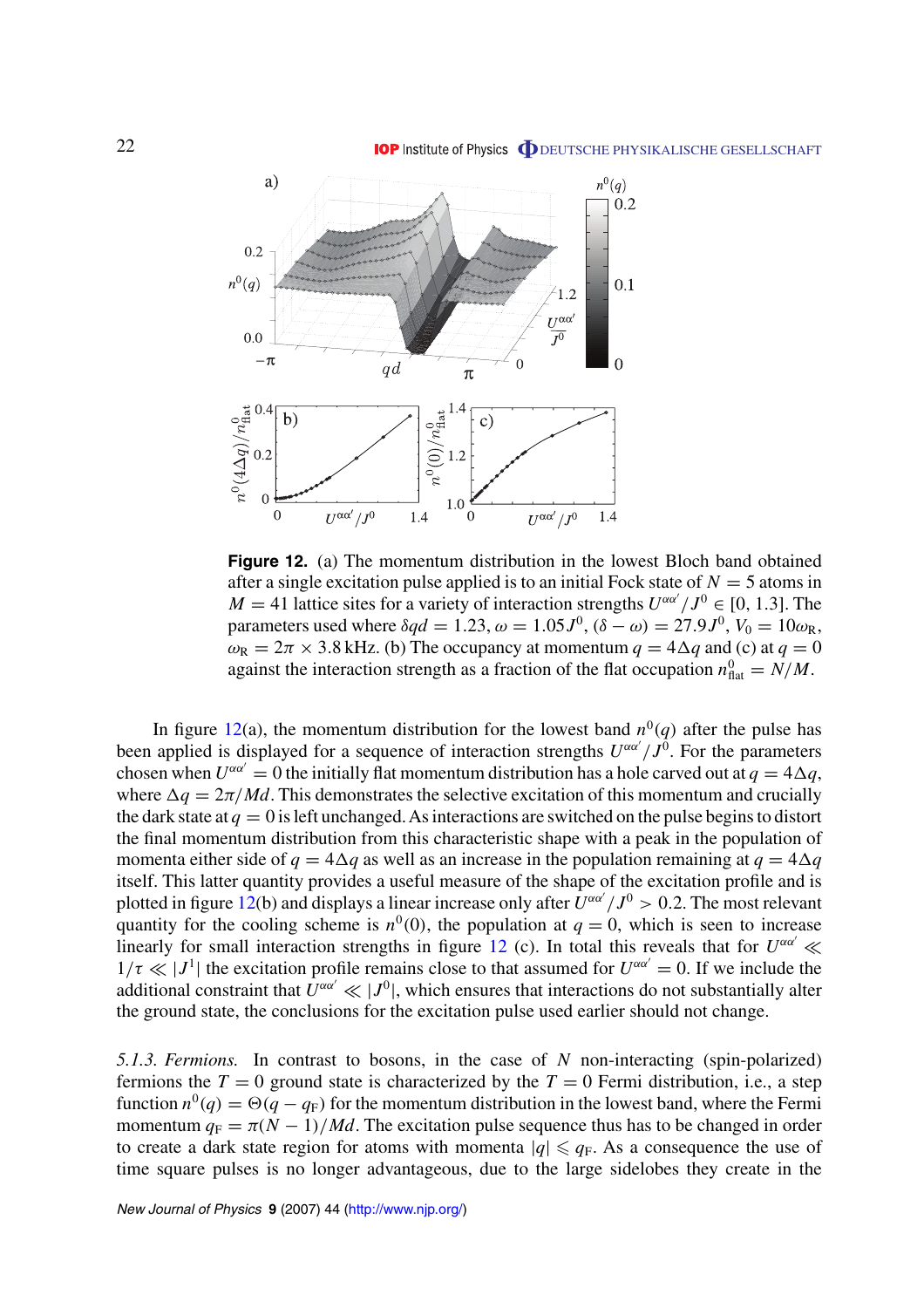**Figure 12.** (a) The momentum distribution in the lowest Bloch band obtained after a single excitation pulse applied is to an initial Fock state of $N = 5$ atoms in $M = 41$ lattice sites for a variety of interaction strengths $U^{\alpha\alpha'}/J^0 \in [0, 1.3]$. The parameters used where $\delta q d = 1.23$, $\omega = 1.05 J^0$, $(\delta - \omega) = 27.9 J^0$, $V_0 = 10\omega_{\mathrm{R}}$, $\omega_{\mathrm{R}} = 2\pi \times 3.8\,\mathrm{kHz}$. (b) The occupancy at momentum $q = 4\Delta q$ and (c) at $q = 0$ against the interaction strength as a fraction of the flat occupation $n^0_{\mathrm{flat}} = N/M$.

In figure 12(a), the momentum distribution for the lowest band $n^0(q)$ after the pulse has been applied is displayed for a sequence of interaction strengths $U^{\alpha\alpha'}/J^0$. For the parameters chosen when $U^{\alpha\alpha'} = 0$ the initially flat momentum distribution has a hole carved out at $q = 4\Delta q$, where $\Delta q = 2\pi/Md$. This demonstrates the selective excitation of this momentum and crucially the dark state at $q = 0$ is left unchanged. As interactions are switched on the pulse begins to distort the final momentum distribution from this characteristic shape with a peak in the population of momenta either side of $q = 4\Delta q$ as well as an increase in the population remaining at $q = 4\Delta q$ itself. This latter quantity provides a useful measure of the shape of the excitation profile and is plotted in figure 12(b) and displays a linear increase only after $U^{\alpha\alpha'}/J^0 > 0.2$. The most relevant quantity for the cooling scheme is $n^0(0)$, the population at $q = 0$, which is seen to increase linearly for small interaction strengths in figure 12 (c). In total this reveals that for $U^{\alpha\alpha'} \ll 1/\tau \ll |J^1|$ the excitation profile remains close to that assumed for $U^{\alpha\alpha'} = 0$. If we include the additional constraint that $U^{\alpha\alpha'} \ll |J^0|$, which ensures that interactions do not substantially alter the ground state, the conclusions for the excitation pulse used earlier should not change.

*5.1.3. Fermions.* In contrast to bosons, in the case of $N$ non-interacting (spin-polarized) fermions the $T = 0$ ground state is characterized by the $T = 0$ Fermi distribution, i.e., a step function $n^0(q) = \Theta(q - q_{\mathrm{F}})$ for the momentum distribution in the lowest band, where the Fermi momentum $q_{\mathrm{F}} = \pi(N - 1)/Md$. The excitation pulse sequence thus has to be changed in order to create a dark state region for atoms with momenta $|q| \leqslant q_{\mathrm{F}}$. As a consequence the use of time square pulses is no longer advantageous, due to the large sidelobes they create in the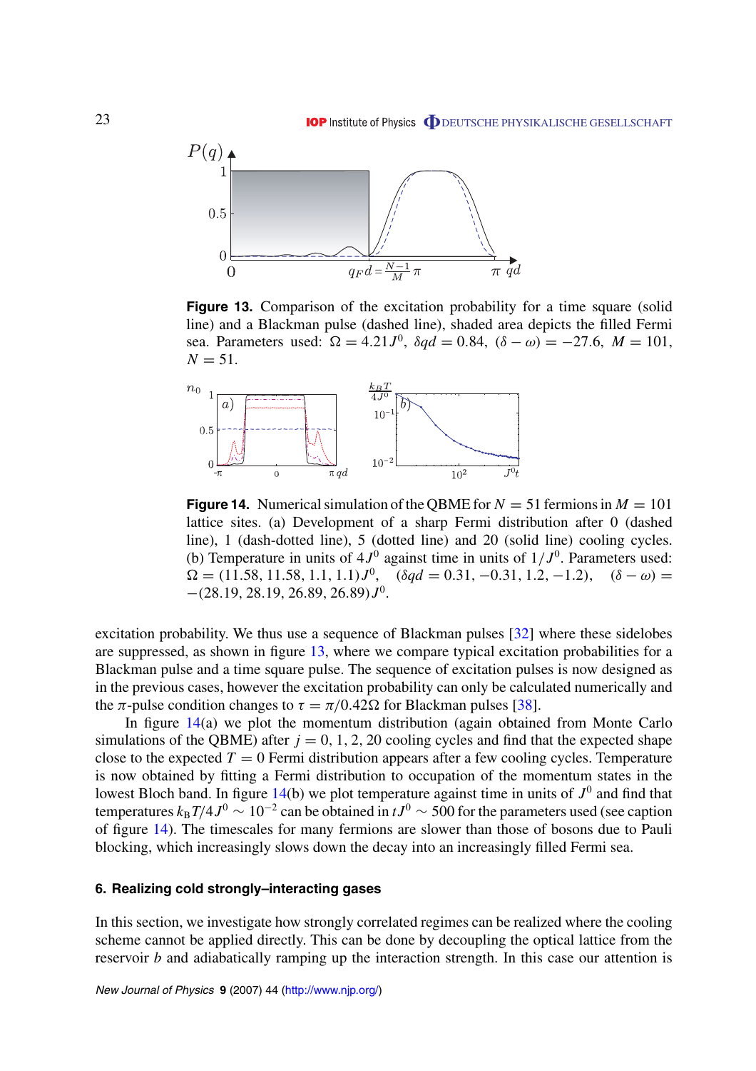**Figure 13.** Comparison of the excitation probability for a time square (solid line) and a Blackman pulse (dashed line), shaded area depicts the filled Fermi sea. Parameters used: $\Omega = 4.21J^0$, $\delta qd = 0.84$, $(\delta - \omega) = -27.6$, $M = 101$, $N = 51$.

**Figure 14.** Numerical simulation of the QBME for $N = 51$ fermions in $M = 101$ lattice sites. (a) Development of a sharp Fermi distribution after 0 (dashed line), 1 (dash-dotted line), 5 (dotted line) and 20 (solid line) cooling cycles. (b) Temperature in units of $4J^0$ against time in units of $1/J^0$. Parameters used: $\Omega = (11.58, 11.58, 1.1, 1.1)J^0$, $(\delta qd = 0.31, -0.31, 1.2, -1.2)$, $(\delta - \omega) = -(28.19, 28.19, 26.89, 26.89)J^0$.

excitation probability. We thus use a sequence of Blackman pulses [32] where these sidelobes are suppressed, as shown in figure 13, where we compare typical excitation probabilities for a Blackman pulse and a time square pulse. The sequence of excitation pulses is now designed as in the previous cases, however the excitation probability can only be calculated numerically and the $\pi$-pulse condition changes to $\tau = \pi/0.42\Omega$ for Blackman pulses [38].

In figure 14(a) we plot the momentum distribution (again obtained from Monte Carlo simulations of the QBME) after $j = 0, 1, 2, 20$ cooling cycles and find that the expected shape close to the expected $T = 0$ Fermi distribution appears after a few cooling cycles. Temperature is now obtained by fitting a Fermi distribution to occupation of the momentum states in the lowest Bloch band. In figure 14(b) we plot temperature against time in units of $J^0$ and find that temperatures $k_B T/4J^0 \sim 10^{-2}$ can be obtained in $tJ^0 \sim 500$ for the parameters used (see caption of figure 14). The timescales for many fermions are slower than those of bosons due to Pauli blocking, which increasingly slows down the decay into an increasingly filled Fermi sea.

## 6. Realizing cold strongly–interacting gases

In this section, we investigate how strongly correlated regimes can be realized where the cooling scheme cannot be applied directly. This can be done by decoupling the optical lattice from the reservoir $b$ and adiabatically ramping up the interaction strength. In this case our attention is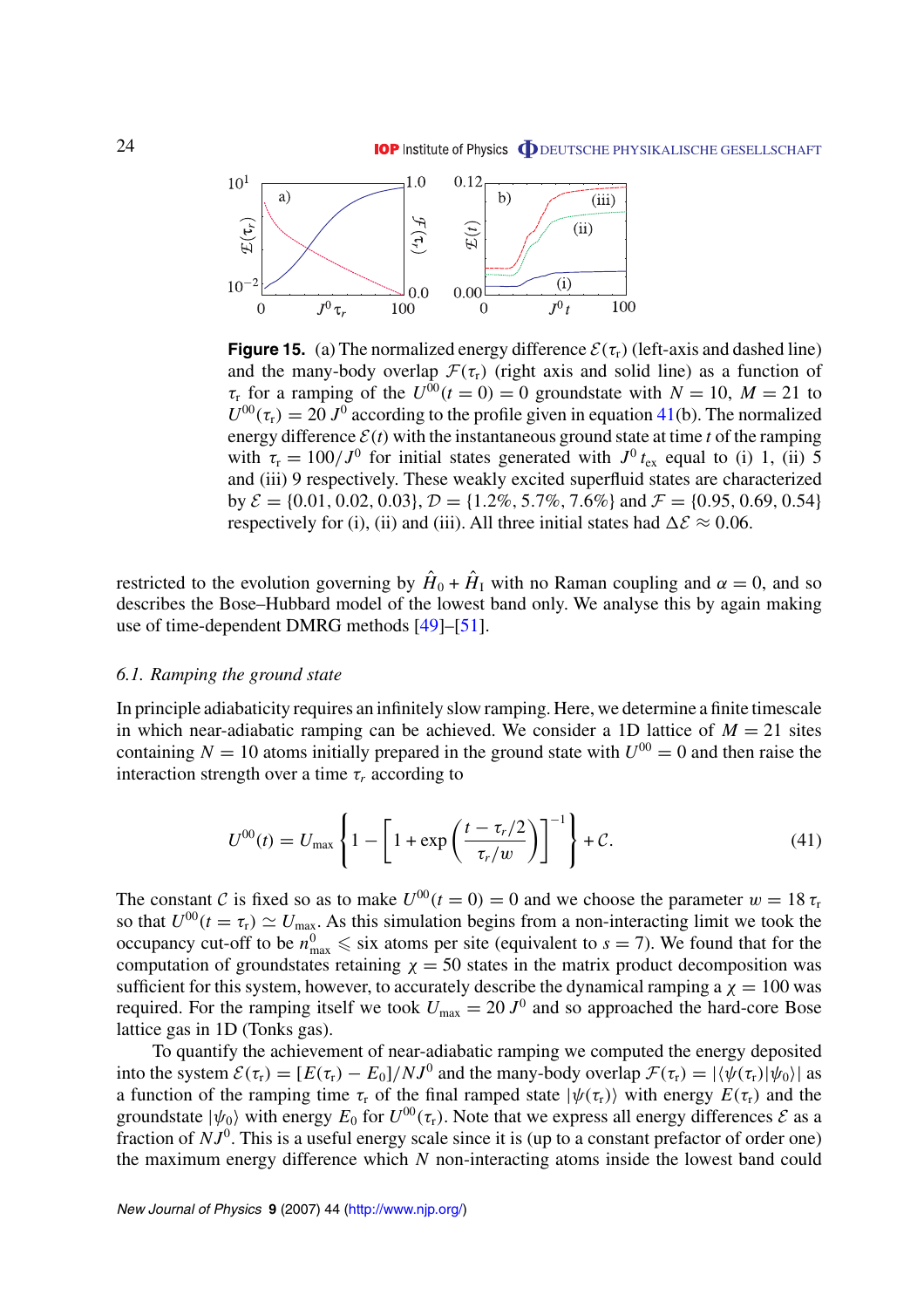**Figure 15.** (a) The normalized energy difference $\mathcal{E}(\tau_r)$ (left-axis and dashed line) and the many-body overlap $\mathcal{F}(\tau_r)$ (right axis and solid line) as a function of $\tau_r$ for a ramping of the $U^{00}(t=0)=0$ groundstate with $N=10$, $M=21$ to $U^{00}(\tau_r)=20\,J^0$ according to the profile given in equation 41(b). The normalized energy difference $\mathcal{E}(t)$ with the instantaneous ground state at time $t$ of the ramping with $\tau_r=100/J^0$ for initial states generated with $J^0\,t_{ex}$ equal to (i) 1, (ii) 5 and (iii) 9 respectively. These weakly excited superfluid states are characterized by $\mathcal{E}=\{0.01, 0.02, 0.03\}$, $\mathcal{D}=\{1.2\%, 5.7\%, 7.6\%\}$ and $\mathcal{F}=\{0.95, 0.69, 0.54\}$ respectively for (i), (ii) and (iii). All three initial states had $\Delta\mathcal{E}\approx 0.06$.

restricted to the evolution governing by $\hat{H}_0+\hat{H}_1$ with no Raman coupling and $\alpha=0$, and so describes the Bose–Hubbard model of the lowest band only. We analyse this by again making use of time-dependent DMRG methods [49]–[51].

### 6.1. Ramping the ground state

In principle adiabaticity requires an infinitely slow ramping. Here, we determine a finite timescale in which near-adiabatic ramping can be achieved. We consider a 1D lattice of $M=21$ sites containing $N=10$ atoms initially prepared in the ground state with $U^{00}=0$ and then raise the interaction strength over a time $\tau_r$ according to

$$U^{00}(t)=U_{\max}\left\{1-\left[1+\exp\left(\frac{t-\tau_r/2}{\tau_r/w}\right)\right]^{-1}\right\}+\mathcal{C}. \tag{41}$$

The constant $\mathcal{C}$ is fixed so as to make $U^{00}(t=0)=0$ and we choose the parameter $w=18\,\tau_r$ so that $U^{00}(t=\tau_r)\simeq U_{\max}$. As this simulation begins from a non-interacting limit we took the occupancy cut-off to be $n^0_{\max}\leqslant$ six atoms per site (equivalent to $s=7$). We found that for the computation of groundstates retaining $\chi=50$ states in the matrix product decomposition was sufficient for this system, however, to accurately describe the dynamical ramping a $\chi=100$ was required. For the ramping itself we took $U_{\max}=20\,J^0$ and so approached the hard-core Bose lattice gas in 1D (Tonks gas).

To quantify the achievement of near-adiabatic ramping we computed the energy deposited into the system $\mathcal{E}(\tau_r)=[E(\tau_r)-E_0]/NJ^0$ and the many-body overlap $\mathcal{F}(\tau_r)=|\langle\psi(\tau_r)|\psi_0\rangle|$ as a function of the ramping time $\tau_r$ of the final ramped state $|\psi(\tau_r)\rangle$ with energy $E(\tau_r)$ and the groundstate $|\psi_0\rangle$ with energy $E_0$ for $U^{00}(\tau_r)$. Note that we express all energy differences $\mathcal{E}$ as a fraction of $NJ^0$. This is a useful energy scale since it is (up to a constant prefactor of order one) the maximum energy difference which $N$ non-interacting atoms inside the lowest band could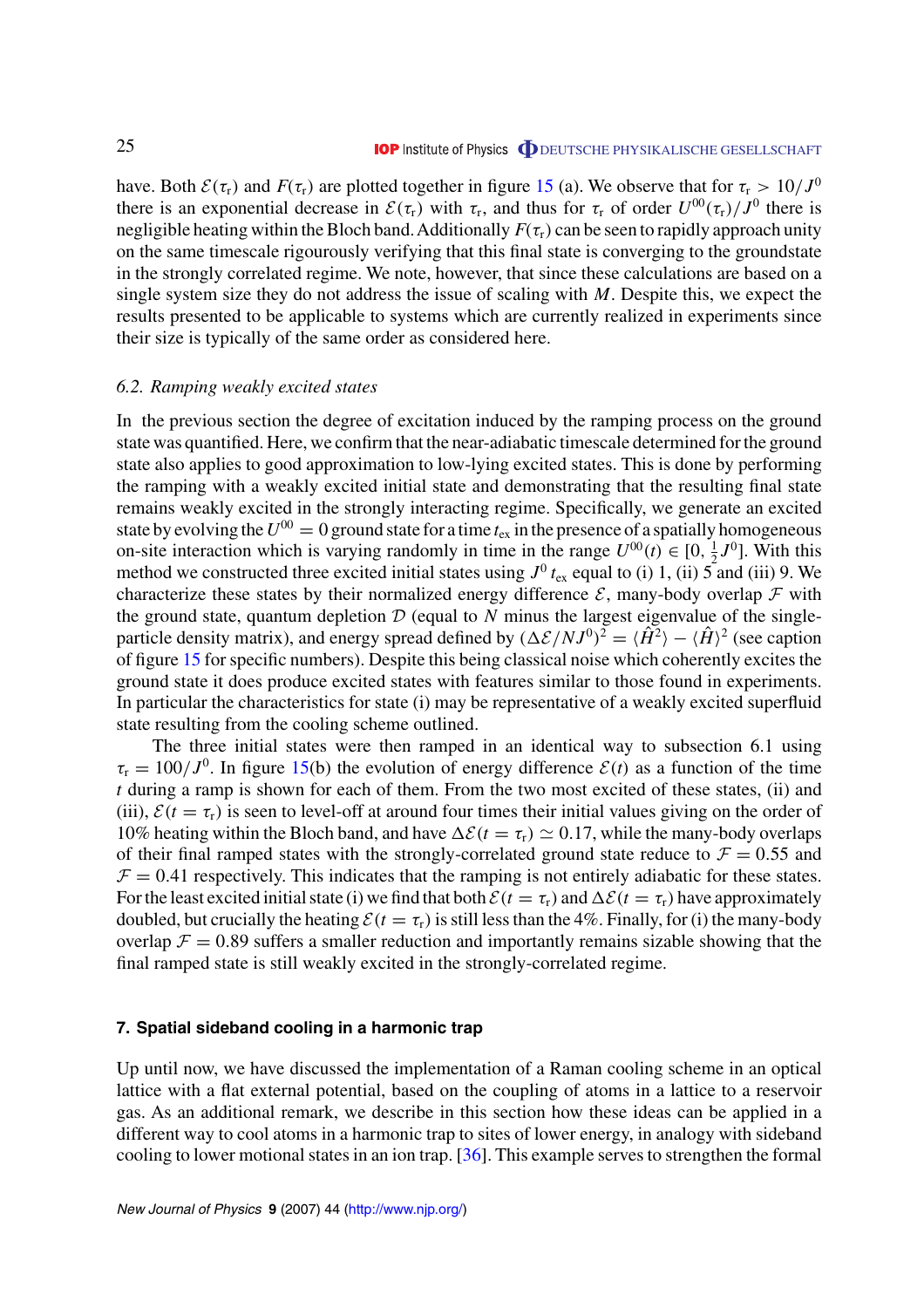have. Both $\mathcal{E}(\tau_r)$ and $F(\tau_r)$ are plotted together in figure 15 (a). We observe that for $\tau_r > 10/J^0$ there is an exponential decrease in $\mathcal{E}(\tau_r)$ with $\tau_r$, and thus for $\tau_r$ of order $U^{00}(\tau_r)/J^0$ there is negligible heating within the Bloch band. Additionally $F(\tau_r)$ can be seen to rapidly approach unity on the same timescale rigourously verifying that this final state is converging to the groundstate in the strongly correlated regime. We note, however, that since these calculations are based on a single system size they do not address the issue of scaling with $M$. Despite this, we expect the results presented to be applicable to systems which are currently realized in experiments since their size is typically of the same order as considered here.

### *6.2. Ramping weakly excited states*

In the previous section the degree of excitation induced by the ramping process on the ground state was quantified. Here, we confirm that the near-adiabatic timescale determined for the ground state also applies to good approximation to low-lying excited states. This is done by performing the ramping with a weakly excited initial state and demonstrating that the resulting final state remains weakly excited in the strongly interacting regime. Specifically, we generate an excited state by evolving the $U^{00} = 0$ ground state for a time $t_{\mathrm{ex}}$ in the presence of a spatially homogeneous on-site interaction which is varying randomly in time in the range $U^{00}(t) \in [0, \frac{1}{2}J^0]$. With this method we constructed three excited initial states using $J^0\, t_{\mathrm{ex}}$ equal to (i) 1, (ii) 5 and (iii) 9. We characterize these states by their normalized energy difference $\mathcal{E}$, many-body overlap $\mathcal{F}$ with the ground state, quantum depletion $\mathcal{D}$ (equal to $N$ minus the largest eigenvalue of the single-particle density matrix), and energy spread defined by $(\Delta\mathcal{E}/NJ^0)^2 = \langle \hat{H}^2 \rangle - \langle \hat{H} \rangle^2$ (see caption of figure 15 for specific numbers). Despite this being classical noise which coherently excites the ground state it does produce excited states with features similar to those found in experiments. In particular the characteristics for state (i) may be representative of a weakly excited superfluid state resulting from the cooling scheme outlined.

The three initial states were then ramped in an identical way to subsection 6.1 using $\tau_r = 100/J^0$. In figure 15(b) the evolution of energy difference $\mathcal{E}(t)$ as a function of the time $t$ during a ramp is shown for each of them. From the two most excited of these states, (ii) and (iii), $\mathcal{E}(t = \tau_r)$ is seen to level-off at around four times their initial values giving on the order of 10% heating within the Bloch band, and have $\Delta\mathcal{E}(t = \tau_r) \simeq 0.17$, while the many-body overlaps of their final ramped states with the strongly-correlated ground state reduce to $\mathcal{F} = 0.55$ and $\mathcal{F} = 0.41$ respectively. This indicates that the ramping is not entirely adiabatic for these states. For the least excited initial state (i) we find that both $\mathcal{E}(t = \tau_r)$ and $\Delta\mathcal{E}(t = \tau_r)$ have approximately doubled, but crucially the heating $\mathcal{E}(t = \tau_r)$ is still less than the 4%. Finally, for (i) the many-body overlap $\mathcal{F} = 0.89$ suffers a smaller reduction and importantly remains sizable showing that the final ramped state is still weakly excited in the strongly-correlated regime.

## 7. Spatial sideband cooling in a harmonic trap

Up until now, we have discussed the implementation of a Raman cooling scheme in an optical lattice with a flat external potential, based on the coupling of atoms in a lattice to a reservoir gas. As an additional remark, we describe in this section how these ideas can be applied in a different way to cool atoms in a harmonic trap to sites of lower energy, in analogy with sideband cooling to lower motional states in an ion trap. [36]. This example serves to strengthen the formal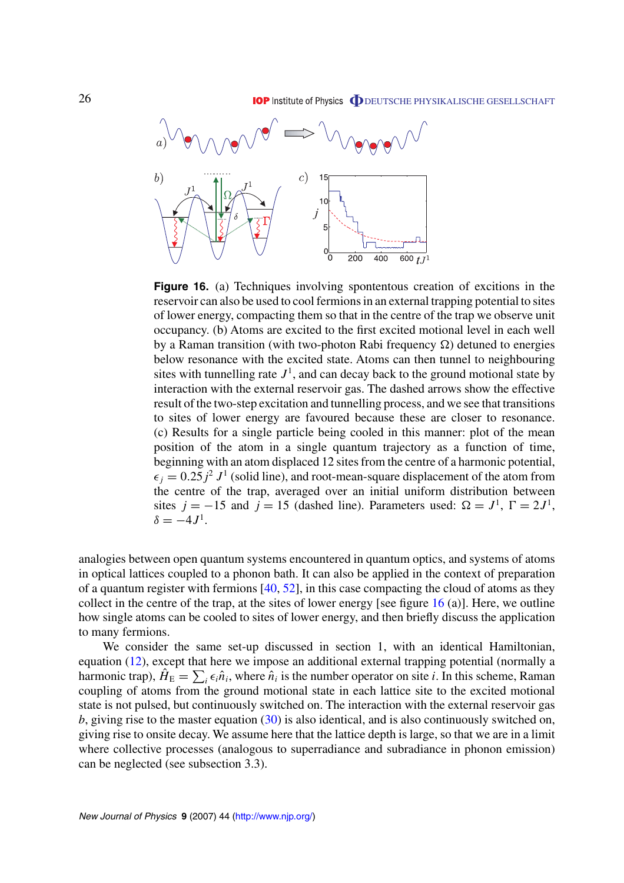**Figure 16.** (a) Techniques involving spontentous creation of excitions in the reservoir can also be used to cool fermions in an external trapping potential to sites of lower energy, compacting them so that in the centre of the trap we observe unit occupancy. (b) Atoms are excited to the first excited motional level in each well by a Raman transition (with two-photon Rabi frequency $\Omega$) detuned to energies below resonance with the excited state. Atoms can then tunnel to neighbouring sites with tunnelling rate $J^1$, and can decay back to the ground motional state by interaction with the external reservoir gas. The dashed arrows show the effective result of the two-step excitation and tunnelling process, and we see that transitions to sites of lower energy are favoured because these are closer to resonance. (c) Results for a single particle being cooled in this manner: plot of the mean position of the atom in a single quantum trajectory as a function of time, beginning with an atom displaced 12 sites from the centre of a harmonic potential, $\epsilon_j = 0.25 j^2 J^1$ (solid line), and root-mean-square displacement of the atom from the centre of the trap, averaged over an initial uniform distribution between sites $j = -15$ and $j = 15$ (dashed line). Parameters used: $\Omega = J^1$, $\Gamma = 2J^1$, $\delta = -4J^1$.

analogies between open quantum systems encountered in quantum optics, and systems of atoms in optical lattices coupled to a phonon bath. It can also be applied in the context of preparation of a quantum register with fermions [40, 52], in this case compacting the cloud of atoms as they collect in the centre of the trap, at the sites of lower energy [see figure 16 (a)]. Here, we outline how single atoms can be cooled to sites of lower energy, and then briefly discuss the application to many fermions.

We consider the same set-up discussed in section 1, with an identical Hamiltonian, equation (12), except that here we impose an additional external trapping potential (normally a harmonic trap), $\hat{H}_{\mathrm{E}} = \sum_i \epsilon_i \hat{n}_i$, where $\hat{n}_i$ is the number operator on site $i$. In this scheme, Raman coupling of atoms from the ground motional state in each lattice site to the excited motional state is not pulsed, but continuously switched on. The interaction with the external reservoir gas $b$, giving rise to the master equation (30) is also identical, and is also continuously switched on, giving rise to onsite decay. We assume here that the lattice depth is large, so that we are in a limit where collective processes (analogous to superradiance and subradiance in phonon emission) can be neglected (see subsection 3.3).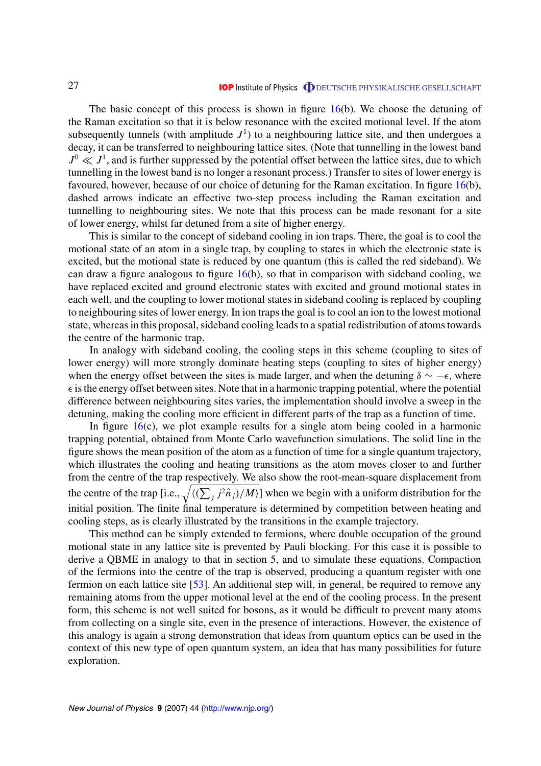The basic concept of this process is shown in figure 16(b). We choose the detuning of the Raman excitation so that it is below resonance with the excited motional level. If the atom subsequently tunnels (with amplitude $J^1$) to a neighbouring lattice site, and then undergoes a decay, it can be transferred to neighbouring lattice sites. (Note that tunnelling in the lowest band $J^0 \ll J^1$, and is further suppressed by the potential offset between the lattice sites, due to which tunnelling in the lowest band is no longer a resonant process.) Transfer to sites of lower energy is favoured, however, because of our choice of detuning for the Raman excitation. In figure 16(b), dashed arrows indicate an effective two-step process including the Raman excitation and tunnelling to neighbouring sites. We note that this process can be made resonant for a site of lower energy, whilst far detuned from a site of higher energy.

This is similar to the concept of sideband cooling in ion traps. There, the goal is to cool the motional state of an atom in a single trap, by coupling to states in which the electronic state is excited, but the motional state is reduced by one quantum (this is called the red sideband). We can draw a figure analogous to figure 16(b), so that in comparison with sideband cooling, we have replaced excited and ground electronic states with excited and ground motional states in each well, and the coupling to lower motional states in sideband cooling is replaced by coupling to neighbouring sites of lower energy. In ion traps the goal is to cool an ion to the lowest motional state, whereas in this proposal, sideband cooling leads to a spatial redistribution of atoms towards the centre of the harmonic trap.

In analogy with sideband cooling, the cooling steps in this scheme (coupling to sites of lower energy) will more strongly dominate heating steps (coupling to sites of higher energy) when the energy offset between the sites is made larger, and when the detuning $\delta \sim -\epsilon$, where $\epsilon$ is the energy offset between sites. Note that in a harmonic trapping potential, where the potential difference between neighbouring sites varies, the implementation should involve a sweep in the detuning, making the cooling more efficient in different parts of the trap as a function of time.

In figure 16(c), we plot example results for a single atom being cooled in a harmonic trapping potential, obtained from Monte Carlo wavefunction simulations. The solid line in the figure shows the mean position of the atom as a function of time for a single quantum trajectory, which illustrates the cooling and heating transitions as the atom moves closer to and further from the centre of the trap respectively. We also show the root-mean-square displacement from the centre of the trap [i.e., $\sqrt{\langle(\sum_j j^2 \hat{n}_j)/M\rangle}$] when we begin with a uniform distribution for the initial position. The finite final temperature is determined by competition between heating and cooling steps, as is clearly illustrated by the transitions in the example trajectory.

This method can be simply extended to fermions, where double occupation of the ground motional state in any lattice site is prevented by Pauli blocking. For this case it is possible to derive a QBME in analogy to that in section 5, and to simulate these equations. Compaction of the fermions into the centre of the trap is observed, producing a quantum register with one fermion on each lattice site [53]. An additional step will, in general, be required to remove any remaining atoms from the upper motional level at the end of the cooling process. In the present form, this scheme is not well suited for bosons, as it would be difficult to prevent many atoms from collecting on a single site, even in the presence of interactions. However, the existence of this analogy is again a strong demonstration that ideas from quantum optics can be used in the context of this new type of open quantum system, an idea that has many possibilities for future exploration.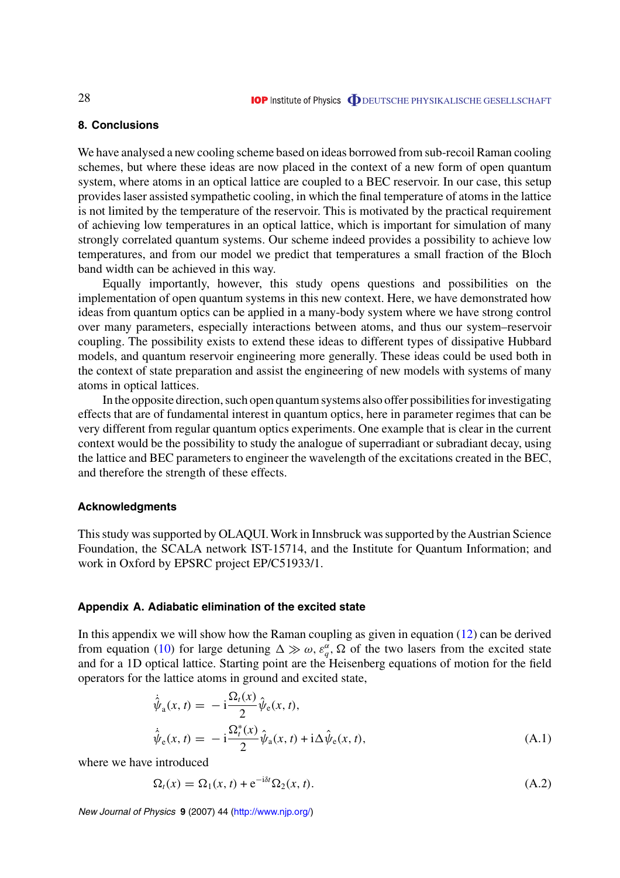## 8. Conclusions

We have analysed a new cooling scheme based on ideas borrowed from sub-recoil Raman cooling schemes, but where these ideas are now placed in the context of a new form of open quantum system, where atoms in an optical lattice are coupled to a BEC reservoir. In our case, this setup provides laser assisted sympathetic cooling, in which the final temperature of atoms in the lattice is not limited by the temperature of the reservoir. This is motivated by the practical requirement of achieving low temperatures in an optical lattice, which is important for simulation of many strongly correlated quantum systems. Our scheme indeed provides a possibility to achieve low temperatures, and from our model we predict that temperatures a small fraction of the Bloch band width can be achieved in this way.

Equally importantly, however, this study opens questions and possibilities on the implementation of open quantum systems in this new context. Here, we have demonstrated how ideas from quantum optics can be applied in a many-body system where we have strong control over many parameters, especially interactions between atoms, and thus our system–reservoir coupling. The possibility exists to extend these ideas to different types of dissipative Hubbard models, and quantum reservoir engineering more generally. These ideas could be used both in the context of state preparation and assist the engineering of new models with systems of many atoms in optical lattices.

In the opposite direction, such open quantum systems also offer possibilities for investigating effects that are of fundamental interest in quantum optics, here in parameter regimes that can be very different from regular quantum optics experiments. One example that is clear in the current context would be the possibility to study the analogue of superradiant or subradiant decay, using the lattice and BEC parameters to engineer the wavelength of the excitations created in the BEC, and therefore the strength of these effects.

### Acknowledgments

This study was supported by OLAQUI. Work in Innsbruck was supported by the Austrian Science Foundation, the SCALA network IST-15714, and the Institute for Quantum Information; and work in Oxford by EPSRC project EP/C51933/1.

### Appendix A. Adiabatic elimination of the excited state

In this appendix we will show how the Raman coupling as given in equation (12) can be derived from equation (10) for large detuning $\Delta \gg \omega, \varepsilon_q^\alpha, \Omega$ of the two lasers from the excited state and for a 1D optical lattice. Starting point are the Heisenberg equations of motion for the field operators for the lattice atoms in ground and excited state,

$$
\begin{aligned}
\dot{\hat{\psi}}_{\mathrm{a}}(x,t) &= -\mathrm{i}\frac{\Omega_t(x)}{2}\hat{\psi}_{\mathrm{e}}(x,t),\\
\dot{\hat{\psi}}_{\mathrm{e}}(x,t) &= -\mathrm{i}\frac{\Omega_t^*(x)}{2}\hat{\psi}_{\mathrm{a}}(x,t) + \mathrm{i}\Delta\hat{\psi}_{\mathrm{e}}(x,t),
\end{aligned}
\tag{A.1}
$$

where we have introduced

$$
\Omega_t(x) = \Omega_1(x,t) + \mathrm{e}^{-\mathrm{i}\delta t}\Omega_2(x,t).
\tag{A.2}
$$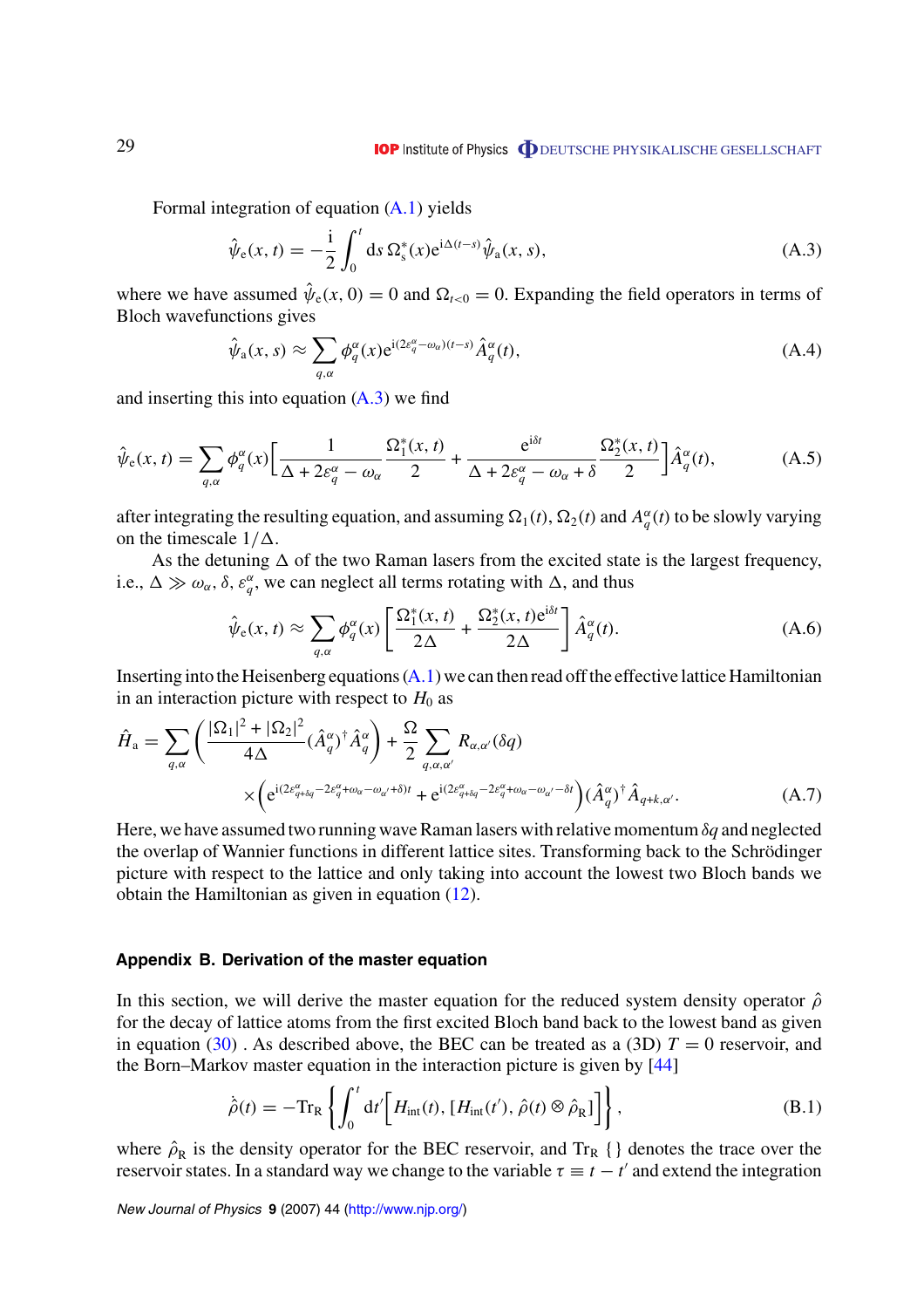Formal integration of equation (A.1) yields

$$\hat{\psi}_{\mathrm{e}}(x,t) = -\frac{\mathrm{i}}{2}\int_0^t \mathrm{d}s\,\Omega_{\mathrm{s}}^*(x)\mathrm{e}^{\mathrm{i}\Delta(t-s)}\hat{\psi}_{\mathrm{a}}(x,s), \tag{A.3}$$

where we have assumed $\hat{\psi}_{\mathrm{e}}(x,0)=0$ and $\Omega_{t<0}=0$. Expanding the field operators in terms of Bloch wavefunctions gives

$$\hat{\psi}_{\mathrm{a}}(x,s) \approx \sum_{q,\alpha}\phi_q^\alpha(x)\mathrm{e}^{\mathrm{i}(2\varepsilon_q^\alpha-\omega_\alpha)(t-s)}\hat{A}_q^\alpha(t), \tag{A.4}$$

and inserting this into equation (A.3) we find

$$\hat{\psi}_{\mathrm{e}}(x,t) = \sum_{q,\alpha}\phi_q^\alpha(x)\left[\frac{1}{\Delta+2\varepsilon_q^\alpha-\omega_\alpha}\frac{\Omega_1^*(x,t)}{2} + \frac{\mathrm{e}^{\mathrm{i}\delta t}}{\Delta+2\varepsilon_q^\alpha-\omega_\alpha+\delta}\frac{\Omega_2^*(x,t)}{2}\right]\hat{A}_q^\alpha(t), \tag{A.5}$$

after integrating the resulting equation, and assuming $\Omega_1(t)$, $\Omega_2(t)$ and $A_q^\alpha(t)$ to be slowly varying on the timescale $1/\Delta$.

As the detuning $\Delta$ of the two Raman lasers from the excited state is the largest frequency, i.e., $\Delta \gg \omega_\alpha, \delta, \varepsilon_q^\alpha$, we can neglect all terms rotating with $\Delta$, and thus

$$\hat{\psi}_{\mathrm{e}}(x,t) \approx \sum_{q,\alpha}\phi_q^\alpha(x)\left[\frac{\Omega_1^*(x,t)}{2\Delta} + \frac{\Omega_2^*(x,t)\mathrm{e}^{\mathrm{i}\delta t}}{2\Delta}\right]\hat{A}_q^\alpha(t). \tag{A.6}$$

Inserting into the Heisenberg equations (A.1) we can then read off the effective lattice Hamiltonian in an interaction picture with respect to $H_0$ as

$$\begin{aligned}\hat{H}_{\mathrm{a}} = \sum_{q,\alpha}&\left(\frac{|\Omega_1|^2+|\Omega_2|^2}{4\Delta}(\hat{A}_q^\alpha)^\dagger\hat{A}_q^\alpha\right) + \frac{\Omega}{2}\sum_{q,\alpha,\alpha'}R_{\alpha,\alpha'}(\delta q)\\ &\times\left(\mathrm{e}^{\mathrm{i}(2\varepsilon_{q+\delta q}^\alpha-2\varepsilon_q^\alpha+\omega_\alpha-\omega_{\alpha'}+\delta)t}+\mathrm{e}^{\mathrm{i}(2\varepsilon_{q+\delta q}^\alpha-2\varepsilon_q^\alpha+\omega_\alpha-\omega_{\alpha'}-\delta)t}\right)(\hat{A}_q^\alpha)^\dagger\hat{A}_{q+k,\alpha'}.\end{aligned} \tag{A.7}$$

Here, we have assumed two running wave Raman lasers with relative momentum $\delta q$ and neglected the overlap of Wannier functions in different lattice sites. Transforming back to the Schrödinger picture with respect to the lattice and only taking into account the lowest two Bloch bands we obtain the Hamiltonian as given in equation (12).

## Appendix B. Derivation of the master equation

In this section, we will derive the master equation for the reduced system density operator $\hat{\rho}$ for the decay of lattice atoms from the first excited Bloch band back to the lowest band as given in equation (30) . As described above, the BEC can be treated as a (3D) $T=0$ reservoir, and the Born–Markov master equation in the interaction picture is given by [44]

$$\dot{\hat{\rho}}(t) = -\mathrm{Tr}_{\mathrm{R}}\left\{\int_0^t \mathrm{d}t'\left[H_{\mathrm{int}}(t),[H_{\mathrm{int}}(t'),\hat{\rho}(t)\otimes\hat{\rho}_{\mathrm{R}}]\right]\right\}, \tag{B.1}$$

where $\hat{\rho}_{\mathrm{R}}$ is the density operator for the BEC reservoir, and $\mathrm{Tr}_{\mathrm{R}}\,\{\}$ denotes the trace over the reservoir states. In a standard way we change to the variable $\tau \equiv t-t'$ and extend the integration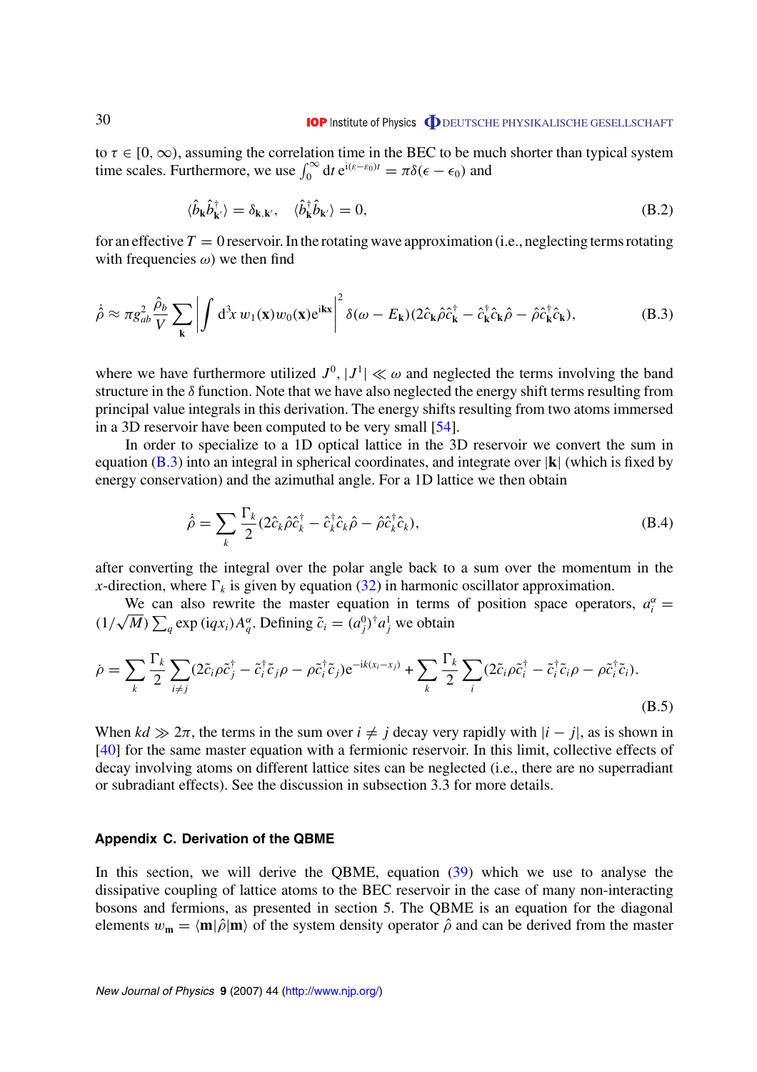to $\tau \in [0, \infty)$, assuming the correlation time in the BEC to be much shorter than typical system time scales. Furthermore, we use $\int_0^\infty \mathrm{d}t \, \mathrm{e}^{\mathrm{i}(\epsilon - \epsilon_0)t} = \pi\delta(\epsilon - \epsilon_0)$ and

$$\langle \hat{b}_{\mathbf{k}} \hat{b}_{\mathbf{k}'}^\dagger \rangle = \delta_{\mathbf{k},\mathbf{k}'}, \quad \langle \hat{b}_{\mathbf{k}}^\dagger \hat{b}_{\mathbf{k}'} \rangle = 0, \tag{B.2}$$

for an effective $T = 0$ reservoir. In the rotating wave approximation (i.e., neglecting terms rotating with frequencies $\omega$) we then find

$$\dot{\hat{\rho}} \approx \pi g_{ab}^2 \frac{\hat{\rho}_b}{V} \sum_{\mathbf{k}} \left| \int \mathrm{d}^3 x \, w_1(\mathbf{x}) w_0(\mathbf{x}) \mathrm{e}^{\mathrm{i}\mathbf{k}\mathbf{x}} \right|^2 \delta(\omega - E_{\mathbf{k}}) (2\hat{c}_{\mathbf{k}} \hat{\rho} \hat{c}_{\mathbf{k}}^\dagger - \hat{c}_{\mathbf{k}}^\dagger \hat{c}_{\mathbf{k}} \hat{\rho} - \hat{\rho} \hat{c}_{\mathbf{k}}^\dagger \hat{c}_{\mathbf{k}}), \tag{B.3}$$

where we have furthermore utilized $J^0, |J^1| \ll \omega$ and neglected the terms involving the band structure in the $\delta$ function. Note that we have also neglected the energy shift terms resulting from principal value integrals in this derivation. The energy shifts resulting from two atoms immersed in a 3D reservoir have been computed to be very small [54].

In order to specialize to a 1D optical lattice in the 3D reservoir we convert the sum in equation (B.3) into an integral in spherical coordinates, and integrate over $|\mathbf{k}|$ (which is fixed by energy conservation) and the azimuthal angle. For a 1D lattice we then obtain

$$\dot{\hat{\rho}} = \sum_k \frac{\Gamma_k}{2} (2\hat{c}_k \hat{\rho} \hat{c}_k^\dagger - \hat{c}_k^\dagger \hat{c}_k \hat{\rho} - \hat{\rho} \hat{c}_k^\dagger \hat{c}_k), \tag{B.4}$$

after converting the integral over the polar angle back to a sum over the momentum in the $x$-direction, where $\Gamma_k$ is given by equation (32) in harmonic oscillator approximation.

We can also rewrite the master equation in terms of position space operators, $a_i^\alpha = (1/\sqrt{M}) \sum_q \exp(\mathrm{i}qx_i) A_q^\alpha$. Defining $\tilde{c}_i = (a_j^0)^\dagger a_j^1$ we obtain

$$\dot{\rho} = \sum_k \frac{\Gamma_k}{2} \sum_{i \neq j} (2\tilde{c}_i \rho \tilde{c}_j^\dagger - \tilde{c}_i^\dagger \tilde{c}_j \rho - \rho \tilde{c}_i^\dagger \tilde{c}_j) \mathrm{e}^{-\mathrm{i}k(x_i - x_j)} + \sum_k \frac{\Gamma_k}{2} \sum_i (2\tilde{c}_i \rho \tilde{c}_i^\dagger - \tilde{c}_i^\dagger \tilde{c}_i \rho - \rho \tilde{c}_i^\dagger \tilde{c}_i). \tag{B.5}$$

When $kd \gg 2\pi$, the terms in the sum over $i \neq j$ decay very rapidly with $|i - j|$, as is shown in [40] for the same master equation with a fermionic reservoir. In this limit, collective effects of decay involving atoms on different lattice sites can be neglected (i.e., there are no superradiant or subradiant effects). See the discussion in subsection 3.3 for more details.

## Appendix C. Derivation of the QBME

In this section, we will derive the QBME, equation (39) which we use to analyse the dissipative coupling of lattice atoms to the BEC reservoir in the case of many non-interacting bosons and fermions, as presented in section 5. The QBME is an equation for the diagonal elements $w_{\mathbf{m}} = \langle \mathbf{m} | \hat{\rho} | \mathbf{m} \rangle$ of the system density operator $\hat{\rho}$ and can be derived from the master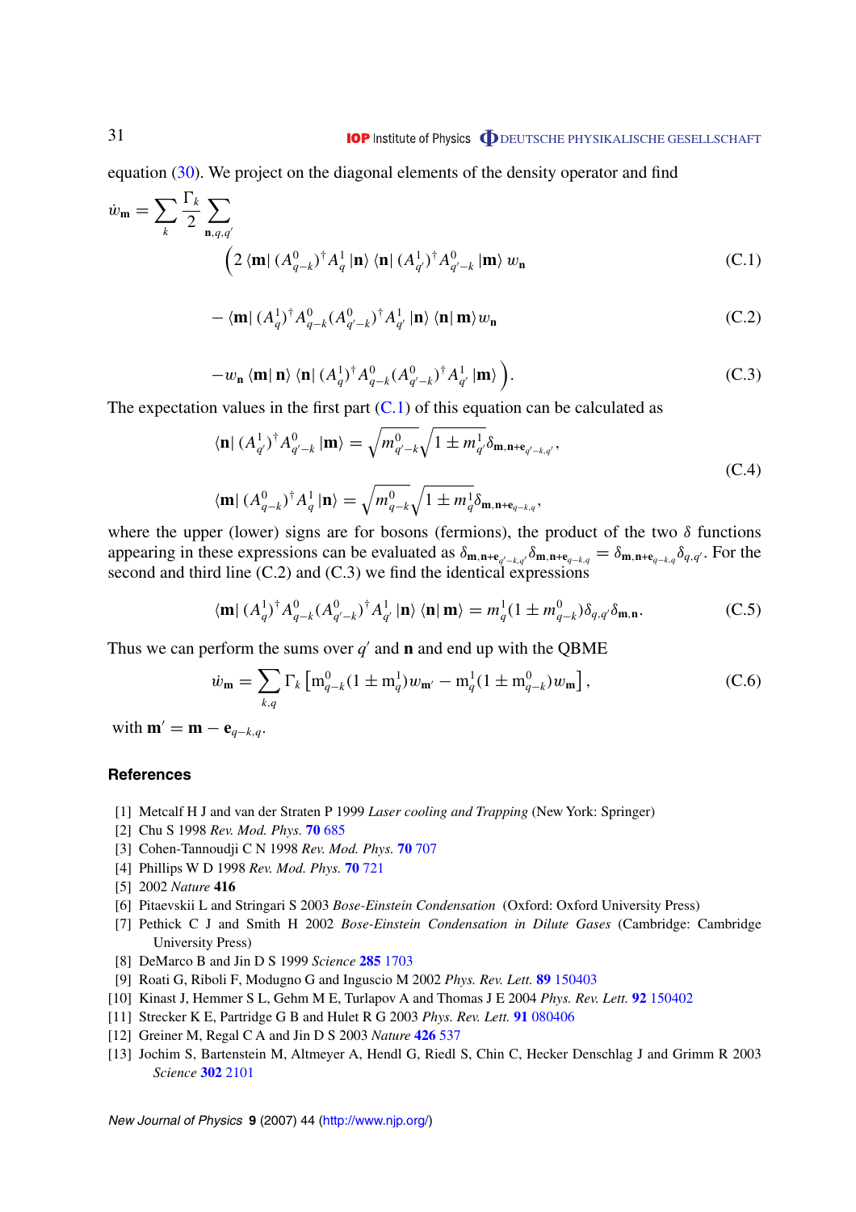equation (30). We project on the diagonal elements of the density operator and find

$$\dot{w}_{\mathbf{m}} = \sum_k \frac{\Gamma_k}{2} \sum_{\mathbf{n},q,q'}$$

$$\Big( 2 \langle \mathbf{m} | (A^0_{q-k})^\dagger A^1_q | \mathbf{n} \rangle \langle \mathbf{n} | (A^1_{q'})^\dagger A^0_{q'-k} | \mathbf{m} \rangle \, w_{\mathbf{n}} \tag{C.1}$$

$$- \langle \mathbf{m} | (A^1_q)^\dagger A^0_{q-k} (A^0_{q'-k})^\dagger A^1_{q'} | \mathbf{n} \rangle \langle \mathbf{n} | \mathbf{m} \rangle w_{\mathbf{n}} \tag{C.2}$$

$$- w_{\mathbf{n}} \langle \mathbf{m} | \mathbf{n} \rangle \langle \mathbf{n} | (A^1_q)^\dagger A^0_{q-k} (A^0_{q'-k})^\dagger A^1_{q'} | \mathbf{m} \rangle \Big). \tag{C.3}$$

The expectation values in the first part (C.1) of this equation can be calculated as

$$\begin{aligned}
\langle \mathbf{n} | (A^1_{q'})^\dagger A^0_{q'-k} | \mathbf{m} \rangle &= \sqrt{m^0_{q'-k}} \sqrt{1 \pm m^1_{q'}} \delta_{\mathbf{m},\mathbf{n}+\mathbf{e}_{q'-k,q'}}, \\
\langle \mathbf{m} | (A^0_{q-k})^\dagger A^1_q | \mathbf{n} \rangle &= \sqrt{m^0_{q-k}} \sqrt{1 \pm m^1_q} \delta_{\mathbf{m},\mathbf{n}+\mathbf{e}_{q-k,q}},
\end{aligned} \tag{C.4}$$

where the upper (lower) signs are for bosons (fermions), the product of the two $\delta$ functions appearing in these expressions can be evaluated as $\delta_{\mathbf{m},\mathbf{n}+\mathbf{e}_{q'-k,q'}} \delta_{\mathbf{m},\mathbf{n}+\mathbf{e}_{q-k,q}} = \delta_{\mathbf{m},\mathbf{n}+\mathbf{e}_{q-k,q}} \delta_{q,q'}$. For the second and third line (C.2) and (C.3) we find the identical expressions

$$\langle \mathbf{m} | (A^1_q)^\dagger A^0_{q-k} (A^0_{q'-k})^\dagger A^1_{q'} | \mathbf{n} \rangle \langle \mathbf{n} | \mathbf{m} \rangle = m^1_q (1 \pm m^0_{q-k}) \delta_{q,q'} \delta_{\mathbf{m},\mathbf{n}}. \tag{C.5}$$

Thus we can perform the sums over $q'$ and $\mathbf{n}$ and end up with the QBME

$$\dot{w}_{\mathbf{m}} = \sum_{k,q} \Gamma_k \left[ \mathrm{m}^0_{q-k} (1 \pm \mathrm{m}^1_q) w_{\mathbf{m}'} - \mathrm{m}^1_q (1 \pm \mathrm{m}^0_{q-k}) w_{\mathbf{m}} \right], \tag{C.6}$$

with $\mathbf{m}' = \mathbf{m} - \mathbf{e}_{q-k,q}$.

## References

[1] Metcalf H J and van der Straten P 1999 *Laser cooling and Trapping* (New York: Springer)

[2] Chu S 1998 *Rev. Mod. Phys.* **70** 685

[3] Cohen-Tannoudji C N 1998 *Rev. Mod. Phys.* **70** 707

[4] Phillips W D 1998 *Rev. Mod. Phys.* **70** 721

[5] 2002 *Nature* **416**

[6] Pitaevskii L and Stringari S 2003 *Bose-Einstein Condensation* (Oxford: Oxford University Press)

[7] Pethick C J and Smith H 2002 *Bose-Einstein Condensation in Dilute Gases* (Cambridge: Cambridge University Press)

[8] DeMarco B and Jin D S 1999 *Science* **285** 1703

[9] Roati G, Riboli F, Modugno G and Inguscio M 2002 *Phys. Rev. Lett.* **89** 150403

[10] Kinast J, Hemmer S L, Gehm M E, Turlapov A and Thomas J E 2004 *Phys. Rev. Lett.* **92** 150402

[11] Strecker K E, Partridge G B and Hulet R G 2003 *Phys. Rev. Lett.* **91** 080406

[12] Greiner M, Regal C A and Jin D S 2003 *Nature* **426** 537

[13] Jochim S, Bartenstein M, Altmeyer A, Hendl G, Riedl S, Chin C, Hecker Denschlag J and Grimm R 2003 *Science* **302** 2101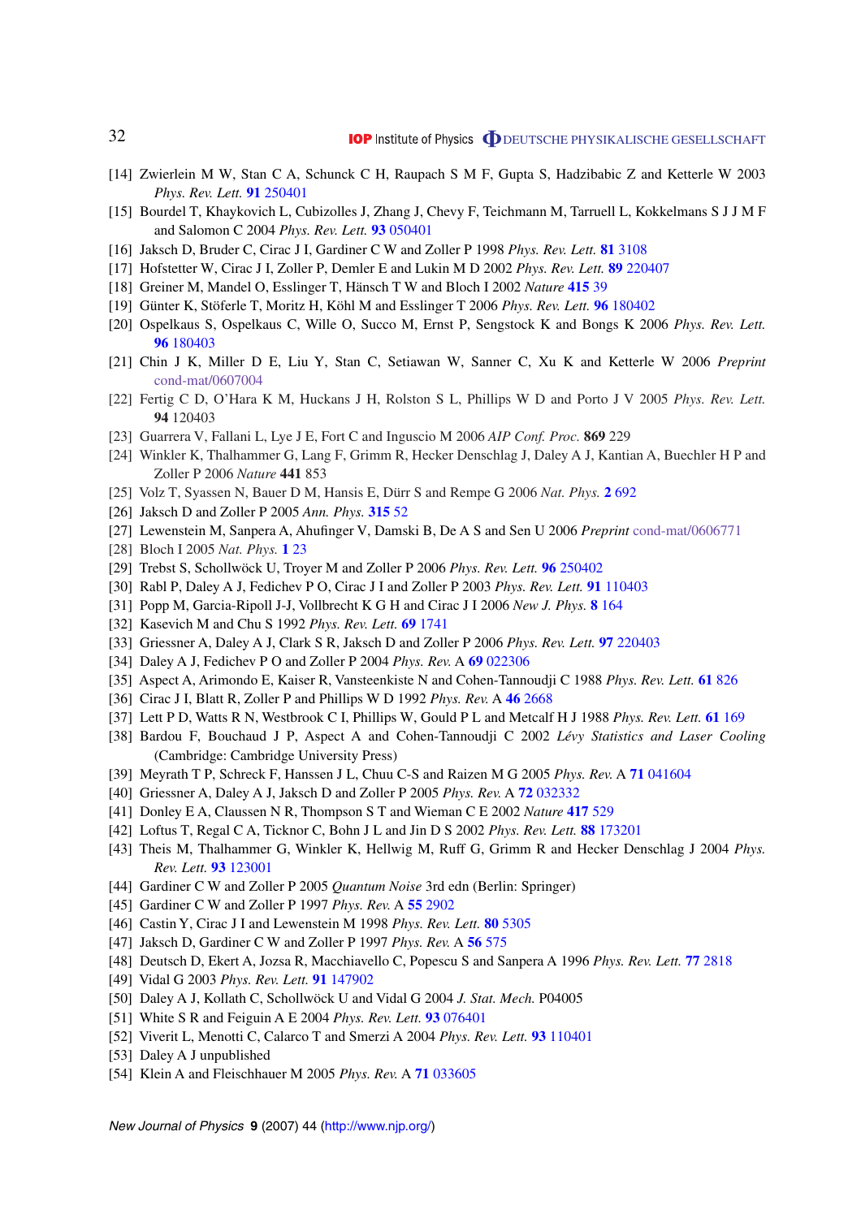[14] Zwierlein M W, Stan C A, Schunck C H, Raupach S M F, Gupta S, Hadzibabic Z and Ketterle W 2003 *Phys. Rev. Lett.* **91** 250401

[15] Bourdel T, Khaykovich L, Cubizolles J, Zhang J, Chevy F, Teichmann M, Tarruell L, Kokkelmans S J J M F and Salomon C 2004 *Phys. Rev. Lett.* **93** 050401

[16] Jaksch D, Bruder C, Cirac J I, Gardiner C W and Zoller P 1998 *Phys. Rev. Lett.* **81** 3108

[17] Hofstetter W, Cirac J I, Zoller P, Demler E and Lukin M D 2002 *Phys. Rev. Lett.* **89** 220407

[18] Greiner M, Mandel O, Esslinger T, Hänsch T W and Bloch I 2002 *Nature* **415** 39

[19] Günter K, Stöferle T, Moritz H, Köhl M and Esslinger T 2006 *Phys. Rev. Lett.* **96** 180402

[20] Ospelkaus S, Ospelkaus C, Wille O, Succo M, Ernst P, Sengstock K and Bongs K 2006 *Phys. Rev. Lett.* **96** 180403

[21] Chin J K, Miller D E, Liu Y, Stan C, Setiawan W, Sanner C, Xu K and Ketterle W 2006 *Preprint* cond-mat/0607004

[22] Fertig C D, O'Hara K M, Huckans J H, Rolston S L, Phillips W D and Porto J V 2005 *Phys. Rev. Lett.* **94** 120403

[23] Guarrera V, Fallani L, Lye J E, Fort C and Inguscio M 2006 *AIP Conf. Proc.* **869** 229

[24] Winkler K, Thalhammer G, Lang F, Grimm R, Hecker Denschlag J, Daley A J, Kantian A, Buechler H P and Zoller P 2006 *Nature* **441** 853

[25] Volz T, Syassen N, Bauer D M, Hansis E, Dürr S and Rempe G 2006 *Nat. Phys.* **2** 692

[26] Jaksch D and Zoller P 2005 *Ann. Phys.* **315** 52

[27] Lewenstein M, Sanpera A, Ahufinger V, Damski B, De A S and Sen U 2006 *Preprint* cond-mat/0606771

[28] Bloch I 2005 *Nat. Phys.* **1** 23

[29] Trebst S, Schollwöck U, Troyer M and Zoller P 2006 *Phys. Rev. Lett.* **96** 250402

[30] Rabl P, Daley A J, Fedichev P O, Cirac J I and Zoller P 2003 *Phys. Rev. Lett.* **91** 110403

[31] Popp M, Garcia-Ripoll J-J, Vollbrecht K G H and Cirac J I 2006 *New J. Phys.* **8** 164

[32] Kasevich M and Chu S 1992 *Phys. Rev. Lett.* **69** 1741

[33] Griessner A, Daley A J, Clark S R, Jaksch D and Zoller P 2006 *Phys. Rev. Lett.* **97** 220403

[34] Daley A J, Fedichev P O and Zoller P 2004 *Phys. Rev.* A **69** 022306

[35] Aspect A, Arimondo E, Kaiser R, Vansteenkiste N and Cohen-Tannoudji C 1988 *Phys. Rev. Lett.* **61** 826

[36] Cirac J I, Blatt R, Zoller P and Phillips W D 1992 *Phys. Rev.* A **46** 2668

[37] Lett P D, Watts R N, Westbrook C I, Phillips W, Gould P L and Metcalf H J 1988 *Phys. Rev. Lett.* **61** 169

[38] Bardou F, Bouchaud J P, Aspect A and Cohen-Tannoudji C 2002 *Lévy Statistics and Laser Cooling* (Cambridge: Cambridge University Press)

[39] Meyrath T P, Schreck F, Hanssen J L, Chuu C-S and Raizen M G 2005 *Phys. Rev.* A **71** 041604

[40] Griessner A, Daley A J, Jaksch D and Zoller P 2005 *Phys. Rev.* A **72** 032332

[41] Donley E A, Claussen N R, Thompson S T and Wieman C E 2002 *Nature* **417** 529

[42] Loftus T, Regal C A, Ticknor C, Bohn J L and Jin D S 2002 *Phys. Rev. Lett.* **88** 173201

[43] Theis M, Thalhammer G, Winkler K, Hellwig M, Ruff G, Grimm R and Hecker Denschlag J 2004 *Phys. Rev. Lett.* **93** 123001

[44] Gardiner C W and Zoller P 2005 *Quantum Noise* 3rd edn (Berlin: Springer)

[45] Gardiner C W and Zoller P 1997 *Phys. Rev.* A **55** 2902

[46] Castin Y, Cirac J I and Lewenstein M 1998 *Phys. Rev. Lett.* **80** 5305

[47] Jaksch D, Gardiner C W and Zoller P 1997 *Phys. Rev.* A **56** 575

[48] Deutsch D, Ekert A, Jozsa R, Macchiavello C, Popescu S and Sanpera A 1996 *Phys. Rev. Lett.* **77** 2818

[49] Vidal G 2003 *Phys. Rev. Lett.* **91** 147902

[50] Daley A J, Kollath C, Schollwöck U and Vidal G 2004 *J. Stat. Mech.* P04005

[51] White S R and Feiguin A E 2004 *Phys. Rev. Lett.* **93** 076401

[52] Viverit L, Menotti C, Calarco T and Smerzi A 2004 *Phys. Rev. Lett.* **93** 110401

[53] Daley A J unpublished

[54] Klein A and Fleischhauer M 2005 *Phys. Rev.* A **71** 033605